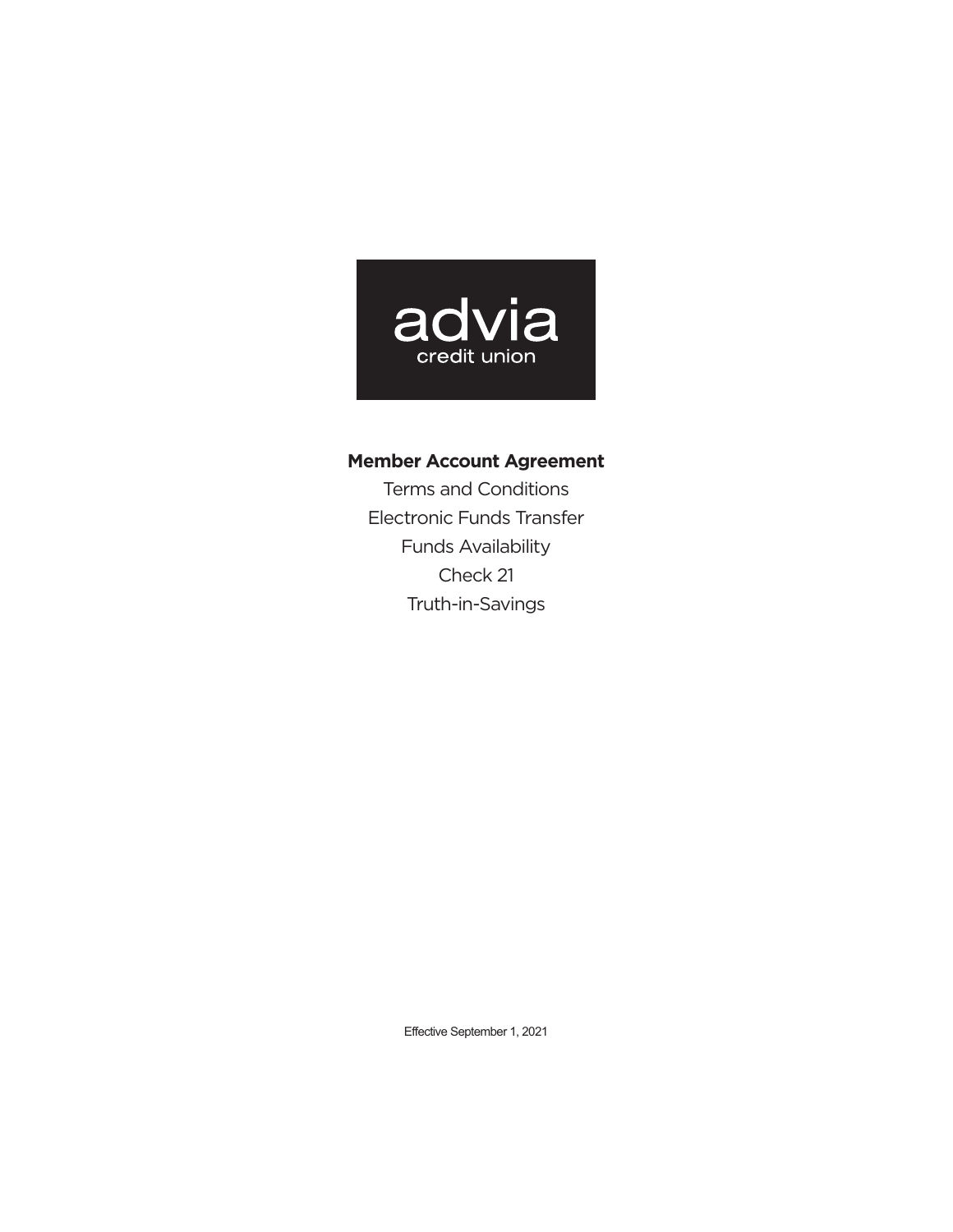advia
credit union

# Member Account Agreement

Terms and Conditions

Electronic Funds Transfer

Funds Availability

Check 21

Truth-in-Savings

Effective September 1, 2021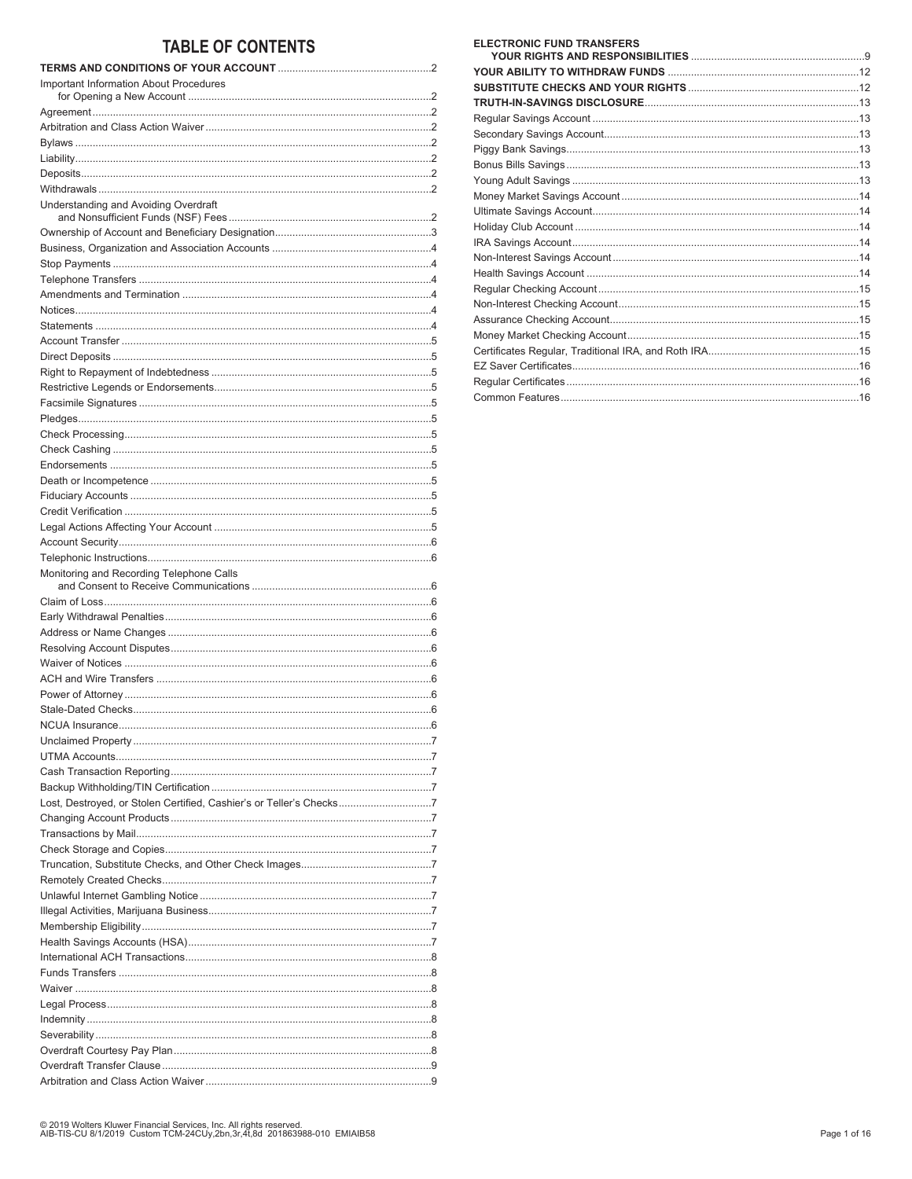# TABLE OF CONTENTS

**TERMS AND CONDITIONS OF YOUR ACCOUNT** .................................................... 2
Important Information About Procedures for Opening a New Account .................................................... 2
Agreement .................................................... 2
Arbitration and Class Action Waiver .................................................... 2
Bylaws .................................................... 2
Liability .................................................... 2
Deposits .................................................... 2
Withdrawals .................................................... 2
Understanding and Avoiding Overdraft and Nonsufficient Funds (NSF) Fees .................................................... 2
Ownership of Account and Beneficiary Designation .................................................... 3
Business, Organization and Association Accounts .................................................... 4
Stop Payments .................................................... 4
Telephone Transfers .................................................... 4
Amendments and Termination .................................................... 4
Notices .................................................... 4
Statements .................................................... 4
Account Transfer .................................................... 5
Direct Deposits .................................................... 5
Right to Repayment of Indebtedness .................................................... 5
Restrictive Legends or Endorsements .................................................... 5
Facsimile Signatures .................................................... 5
Pledges .................................................... 5
Check Processing .................................................... 5
Check Cashing .................................................... 5
Endorsements .................................................... 5
Death or Incompetence .................................................... 5
Fiduciary Accounts .................................................... 5
Credit Verification .................................................... 5
Legal Actions Affecting Your Account .................................................... 5
Account Security .................................................... 6
Telephonic Instructions .................................................... 6
Monitoring and Recording Telephone Calls and Consent to Receive Communications .................................................... 6
Claim of Loss .................................................... 6
Early Withdrawal Penalties .................................................... 6
Address or Name Changes .................................................... 6
Resolving Account Disputes .................................................... 6
Waiver of Notices .................................................... 6
ACH and Wire Transfers .................................................... 6
Power of Attorney .................................................... 6
Stale-Dated Checks .................................................... 6
NCUA Insurance .................................................... 6
Unclaimed Property .................................................... 7
UTMA Accounts .................................................... 7
Cash Transaction Reporting .................................................... 7
Backup Withholding/TIN Certification .................................................... 7
Lost, Destroyed, or Stolen Certified, Cashier's or Teller's Checks .................................................... 7
Changing Account Products .................................................... 7
Transactions by Mail .................................................... 7
Check Storage and Copies .................................................... 7
Truncation, Substitute Checks, and Other Check Images .................................................... 7
Remotely Created Checks .................................................... 7
Unlawful Internet Gambling Notice .................................................... 7
Illegal Activities, Marijuana Business .................................................... 7
Membership Eligibility .................................................... 7
Health Savings Accounts (HSA) .................................................... 7
International ACH Transactions .................................................... 8
Funds Transfers .................................................... 8
Waiver .................................................... 8
Legal Process .................................................... 8
Indemnity .................................................... 8
Severability .................................................... 8
Overdraft Courtesy Pay Plan .................................................... 8
Overdraft Transfer Clause .................................................... 9
Arbitration and Class Action Waiver .................................................... 9

**ELECTRONIC FUND TRANSFERS YOUR RIGHTS AND RESPONSIBILITIES** .................................................... 9
**YOUR ABILITY TO WITHDRAW FUNDS** .................................................... 12
**SUBSTITUTE CHECKS AND YOUR RIGHTS** .................................................... 12
**TRUTH-IN-SAVINGS DISCLOSURE** .................................................... 13
Regular Savings Account .................................................... 13
Secondary Savings Account .................................................... 13
Piggy Bank Savings .................................................... 13
Bonus Bills Savings .................................................... 13
Young Adult Savings .................................................... 13
Money Market Savings Account .................................................... 14
Ultimate Savings Account .................................................... 14
Holiday Club Account .................................................... 14
IRA Savings Account .................................................... 14
Non-Interest Savings Account .................................................... 14
Health Savings Account .................................................... 14
Regular Checking Account .................................................... 15
Non-Interest Checking Account .................................................... 15
Assurance Checking Account .................................................... 15
Money Market Checking Account .................................................... 15
Certificates Regular, Traditional IRA, and Roth IRA .................................................... 15
EZ Saver Certificates .................................................... 16
Regular Certificates .................................................... 16
Common Features .................................................... 16

© 2019 Wolters Kluwer Financial Services, Inc. All rights reserved.
AIB-TIS-CU 8/1/2019 Custom TCM-24CUy,2bn,3r,4t,8d 201863988-010 EMIAIB58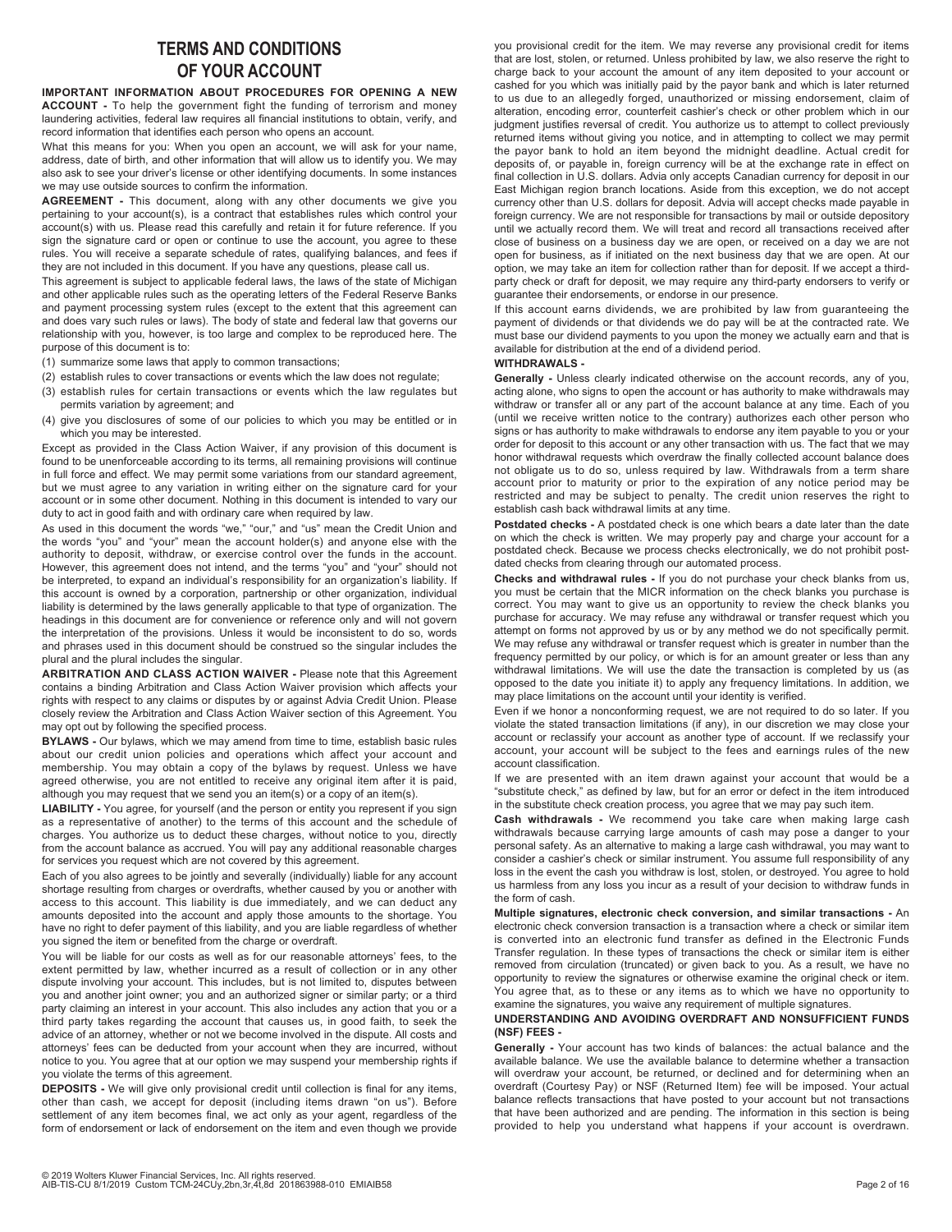# TERMS AND CONDITIONS OF YOUR ACCOUNT

**IMPORTANT INFORMATION ABOUT PROCEDURES FOR OPENING A NEW ACCOUNT -** To help the government fight the funding of terrorism and money laundering activities, federal law requires all financial institutions to obtain, verify, and record information that identifies each person who opens an account.

What this means for you: When you open an account, we will ask for your name, address, date of birth, and other information that will allow us to identify you. We may also ask to see your driver's license or other identifying documents. In some instances we may use outside sources to confirm the information.

**AGREEMENT -** This document, along with any other documents we give you pertaining to your account(s), is a contract that establishes rules which control your account(s) with us. Please read this carefully and retain it for future reference. If you sign the signature card or open or continue to use the account, you agree to these rules. You will receive a separate schedule of rates, qualifying balances, and fees if they are not included in this document. If you have any questions, please call us.

This agreement is subject to applicable federal laws, the laws of the state of Michigan and other applicable rules such as the operating letters of the Federal Reserve Banks and payment processing system rules (except to the extent that this agreement can and does vary such rules or laws). The body of state and federal law that governs our relationship with you, however, is too large and complex to be reproduced here. The purpose of this document is to:

(1) summarize some laws that apply to common transactions;
(2) establish rules to cover transactions or events which the law does not regulate;
(3) establish rules for certain transactions or events which the law regulates but permits variation by agreement; and
(4) give you disclosures of some of our policies to which you may be entitled or in which you may be interested.

Except as provided in the Class Action Waiver, if any provision of this document is found to be unenforceable according to its terms, all remaining provisions will continue in full force and effect. We may permit some variations from our standard agreement, but we must agree to any variation in writing either on the signature card for your account or in some other document. Nothing in this document is intended to vary our duty to act in good faith and with ordinary care when required by law.

As used in this document the words "we," "our," and "us" mean the Credit Union and the words "you" and "your" mean the account holder(s) and anyone else with the authority to deposit, withdraw, or exercise control over the funds in the account. However, this agreement does not intend, and the terms "you" and "your" should not be interpreted, to expand an individual's responsibility for an organization's liability. If this account is owned by a corporation, partnership or other organization, individual liability is determined by the laws generally applicable to that type of organization. The headings in this document are for convenience or reference only and will not govern the interpretation of the provisions. Unless it would be inconsistent to do so, words and phrases used in this document should be construed so the singular includes the plural and the plural includes the singular.

**ARBITRATION AND CLASS ACTION WAIVER -** Please note that this Agreement contains a binding Arbitration and Class Action Waiver provision which affects your rights with respect to any claims or disputes by or against Advia Credit Union. Please closely review the Arbitration and Class Action Waiver section of this Agreement. You may opt out by following the specified process.

**BYLAWS -** Our bylaws, which we may amend from time to time, establish basic rules about our credit union policies and operations which affect your account and membership. You may obtain a copy of the bylaws by request. Unless we have agreed otherwise, you are not entitled to receive any original item after it is paid, although you may request that we send you an item(s) or a copy of an item(s).

**LIABILITY -** You agree, for yourself (and the person or entity you represent if you sign as a representative of another) to the terms of this account and the schedule of charges. You authorize us to deduct these charges, without notice to you, directly from the account balance as accrued. You will pay any additional reasonable charges for services you request which are not covered by this agreement.

Each of you also agrees to be jointly and severally (individually) liable for any account shortage resulting from charges or overdrafts, whether caused by you or another with access to this account. This liability is due immediately, and we can deduct any amounts deposited into the account and apply those amounts to the shortage. You have no right to defer payment of this liability, and you are liable regardless of whether you signed the item or benefited from the charge or overdraft.

You will be liable for our costs as well as for our reasonable attorneys' fees, to the extent permitted by law, whether incurred as a result of collection or in any other dispute involving your account. This includes, but is not limited to, disputes between you and another joint owner; you and an authorized signer or similar party; or a third party claiming an interest in your account. This also includes any action that you or a third party takes regarding the account that causes us, in good faith, to seek the advice of an attorney, whether or not we become involved in the dispute. All costs and attorneys' fees can be deducted from your account when they are incurred, without notice to you. You agree that at our option we may suspend your membership rights if you violate the terms of this agreement.

**DEPOSITS -** We will give only provisional credit until collection is final for any items, other than cash, we accept for deposit (including items drawn "on us"). Before settlement of any item becomes final, we act only as your agent, regardless of the form of endorsement or lack of endorsement on the item and even though we provide you provisional credit for the item. We may reverse any provisional credit for items that are lost, stolen, or returned. Unless prohibited by law, we also reserve the right to charge back to your account the amount of any item deposited to your account or cashed for you which was initially paid by the payor bank and which is later returned to us due to an allegedly forged, unauthorized or missing endorsement, claim of alteration, encoding error, counterfeit cashier's check or other problem which in our judgment justifies reversal of credit. You authorize us to attempt to collect previously returned items without giving you notice, and in attempting to collect we may permit the payor bank to hold an item beyond the midnight deadline. Actual credit for deposits of, or payable in, foreign currency will be at the exchange rate in effect on final collection in U.S. dollars. Advia only accepts Canadian currency for deposit in our East Michigan region branch locations. Aside from this exception, we do not accept currency other than U.S. dollars for deposit. Advia will accept checks made payable in foreign currency. We are not responsible for transactions by mail or outside depository until we actually record them. We will treat and record all transactions received after close of business on a business day we are open, or received on a day we are not open for business, as if initiated on the next business day that we are open. At our option, we may take an item for collection rather than for deposit. If we accept a third-party check or draft for deposit, we may require any third-party endorsers to verify or guarantee their endorsements, or endorse in our presence.

If this account earns dividends, we are prohibited by law from guaranteeing the payment of dividends or that dividends we do pay will be at the contracted rate. We must base our dividend payments to you upon the money we actually earn and that is available for distribution at the end of a dividend period.

**WITHDRAWALS -**

**Generally -** Unless clearly indicated otherwise on the account records, any of you, acting alone, who signs to open the account or has authority to make withdrawals may withdraw or transfer all or any part of the account balance at any time. Each of you (until we receive written notice to the contrary) authorizes each other person who signs or has authority to make withdrawals to endorse any item payable to you or your order for deposit to this account or any other transaction with us. The fact that we may honor withdrawal requests which overdraw the finally collected account balance does not obligate us to do so, unless required by law. Withdrawals from a term share account prior to maturity or prior to the expiration of any notice period may be restricted and may be subject to penalty. The credit union reserves the right to establish cash back withdrawal limits at any time.

**Postdated checks -** A postdated check is one which bears a date later than the date on which the check is written. We may properly pay and charge your account for a postdated check. Because we process checks electronically, we do not prohibit post-dated checks from clearing through our automated process.

**Checks and withdrawal rules -** If you do not purchase your check blanks from us, you must be certain that the MICR information on the check blanks you purchase is correct. You may want to give us an opportunity to review the check blanks you purchase for accuracy. We may refuse any withdrawal or transfer request which you attempt on forms not approved by us or by any method we do not specifically permit. We may refuse any withdrawal or transfer request which is greater in number than the frequency permitted by our policy, or which is for an amount greater or less than any withdrawal limitations. We will use the date the transaction is completed by us (as opposed to the date you initiate it) to apply any frequency limitations. In addition, we may place limitations on the account until your identity is verified.

Even if we honor a nonconforming request, we are not required to do so later. If you violate the stated transaction limitations (if any), in our discretion we may close your account or reclassify your account as another type of account. If we reclassify your account, your account will be subject to the fees and earnings rules of the new account classification.

If we are presented with an item drawn against your account that would be a "substitute check," as defined by law, but for an error or defect in the item introduced in the substitute check creation process, you agree that we may pay such item.

**Cash withdrawals -** We recommend you take care when making large cash withdrawals because carrying large amounts of cash may pose a danger to your personal safety. As an alternative to making a large cash withdrawal, you may want to consider a cashier's check or similar instrument. You assume full responsibility of any loss in the event the cash you withdraw is lost, stolen, or destroyed. You agree to hold us harmless from any loss you incur as a result of your decision to withdraw funds in the form of cash.

**Multiple signatures, electronic check conversion, and similar transactions -** An electronic check conversion transaction is a transaction where a check or similar item is converted into an electronic fund transfer as defined in the Electronic Funds Transfer regulation. In these types of transactions the check or similar item is either removed from circulation (truncated) or given back to you. As a result, we have no opportunity to review the signatures or otherwise examine the original check or item. You agree that, as to these or any items as to which we have no opportunity to examine the signatures, you waive any requirement of multiple signatures.

**UNDERSTANDING AND AVOIDING OVERDRAFT AND NONSUFFICIENT FUNDS (NSF) FEES -**

**Generally -** Your account has two kinds of balances: the actual balance and the available balance. We use the available balance to determine whether a transaction will overdraw your account, be returned, or declined and for determining when an overdraft (Courtesy Pay) or NSF (Returned Item) fee will be imposed. Your actual balance reflects transactions that have posted to your account but not transactions that have been authorized and are pending. The information in this section is being provided to help you understand what happens if your account is overdrawn.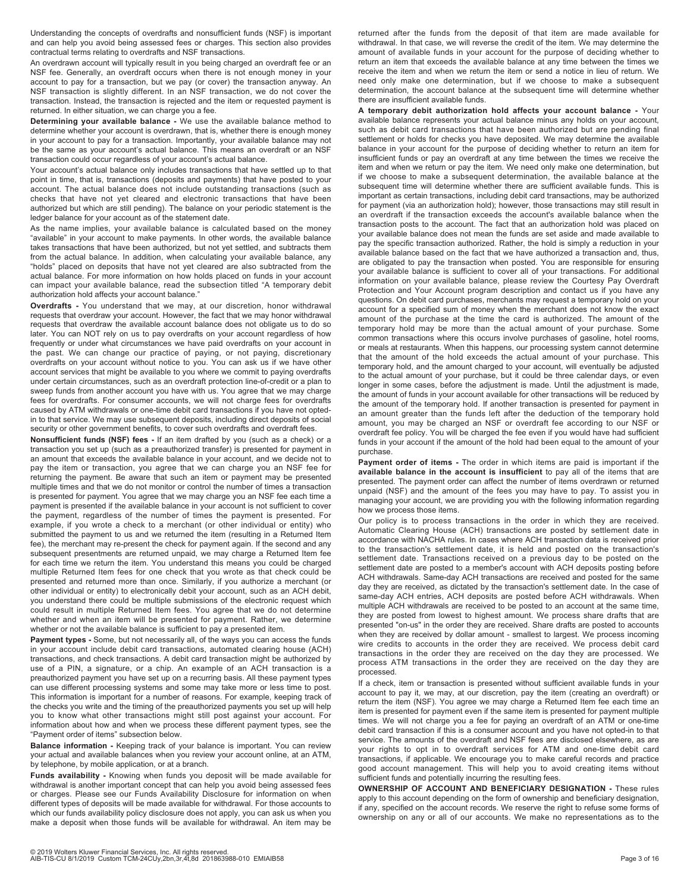Understanding the concepts of overdrafts and nonsufficient funds (NSF) is important and can help you avoid being assessed fees or charges. This section also provides contractual terms relating to overdrafts and NSF transactions.

An overdrawn account will typically result in you being charged an overdraft fee or an NSF fee. Generally, an overdraft occurs when there is not enough money in your account to pay for a transaction, but we pay (or cover) the transaction anyway. An NSF transaction is slightly different. In an NSF transaction, we do not cover the transaction. Instead, the transaction is rejected and the item or requested payment is returned. In either situation, we can charge you a fee.

**Determining your available balance -** We use the available balance method to determine whether your account is overdrawn, that is, whether there is enough money in your account to pay for a transaction. Importantly, your available balance may not be the same as your account's actual balance. This means an overdraft or an NSF transaction could occur regardless of your account's actual balance.

Your account's actual balance only includes transactions that have settled up to that point in time, that is, transactions (deposits and payments) that have posted to your account. The actual balance does not include outstanding transactions (such as checks that have not yet cleared and electronic transactions that have been authorized but which are still pending). The balance on your periodic statement is the ledger balance for your account as of the statement date.

As the name implies, your available balance is calculated based on the money "available" in your account to make payments. In other words, the available balance takes transactions that have been authorized, but not yet settled, and subtracts them from the actual balance. In addition, when calculating your available balance, any "holds" placed on deposits that have not yet cleared are also subtracted from the actual balance. For more information on how holds placed on funds in your account can impact your available balance, read the subsection titled "A temporary debit authorization hold affects your account balance."

**Overdrafts -** You understand that we may, at our discretion, honor withdrawal requests that overdraw your account. However, the fact that we may honor withdrawal requests that overdraw the available account balance does not obligate us to do so later. You can NOT rely on us to pay overdrafts on your account regardless of how frequently or under what circumstances we have paid overdrafts on your account in the past. We can change our practice of paying, or not paying, discretionary overdrafts on your account without notice to you. You can ask us if we have other account services that might be available to you where we commit to paying overdrafts under certain circumstances, such as an overdraft protection line-of-credit or a plan to sweep funds from another account you have with us. You agree that we may charge fees for overdrafts. For consumer accounts, we will not charge fees for overdrafts caused by ATM withdrawals or one-time debit card transactions if you have not opted-in to that service. We may use subsequent deposits, including direct deposits of social security or other government benefits, to cover such overdrafts and overdraft fees.

**Nonsufficient funds (NSF) fees -** If an item drafted by you (such as a check) or a transaction you set up (such as a preauthorized transfer) is presented for payment in an amount that exceeds the available balance in your account, and we decide not to pay the item or transaction, you agree that we can charge you an NSF fee for returning the payment. Be aware that such an item or payment may be presented multiple times and that we do not monitor or control the number of times a transaction is presented for payment. You agree that we may charge you an NSF fee each time a payment is presented if the available balance in your account is not sufficient to cover the payment, regardless of the number of times the payment is presented. For example, if you wrote a check to a merchant (or other individual or entity) who submitted the payment to us and we returned the item (resulting in a Returned Item fee), the merchant may re-present the check for payment again. If the second and any subsequent presentments are returned unpaid, we may charge a Returned Item fee for each time we return the item. You understand this means you could be charged multiple Returned Item fees for one check that you wrote as that check could be presented and returned more than once. Similarly, if you authorize a merchant (or other individual or entity) to electronically debit your account, such as an ACH debit, you understand there could be multiple submissions of the electronic request which could result in multiple Returned Item fees. You agree that we do not determine whether and when an item will be presented for payment. Rather, we determine whether or not the available balance is sufficient to pay a presented item.

**Payment types -** Some, but not necessarily all, of the ways you can access the funds in your account include debit card transactions, automated clearing house (ACH) transactions, and check transactions. A debit card transaction might be authorized by use of a PIN, a signature, or a chip. An example of an ACH transaction is a preauthorized payment you have set up on a recurring basis. All these payment types can use different processing systems and some may take more or less time to post. This information is important for a number of reasons. For example, keeping track of the checks you write and the timing of the preauthorized payments you set up will help you to know what other transactions might still post against your account. For information about how and when we process these different payment types, see the "Payment order of items" subsection below.

**Balance information -** Keeping track of your balance is important. You can review your actual and available balances when you review your account online, at an ATM, by telephone, by mobile application, or at a branch.

**Funds availability -** Knowing when funds you deposit will be made available for withdrawal is another important concept that can help you avoid being assessed fees or charges. Please see our Funds Availability Disclosure for information on when different types of deposits will be made available for withdrawal. For those accounts to which our funds availability policy disclosure does not apply, you can ask us when you make a deposit when those funds will be available for withdrawal. An item may be returned after the funds from the deposit of that item are made available for withdrawal. In that case, we will reverse the credit of the item. We may determine the amount of available funds in your account for the purpose of deciding whether to return an item that exceeds the available balance at any time between the times we receive the item and when we return the item or send a notice in lieu of return. We need only make one determination, but if we choose to make a subsequent determination, the account balance at the subsequent time will determine whether there are insufficient available funds.

**A temporary debit authorization hold affects your account balance -** Your available balance represents your actual balance minus any holds on your account, such as debit card transactions that have been authorized but are pending final settlement or holds for checks you have deposited. We may determine the available balance in your account for the purpose of deciding whether to return an item for insufficient funds or pay an overdraft at any time between the times we receive the item and when we return or pay the item. We need only make one determination, but if we choose to make a subsequent determination, the available balance at the subsequent time will determine whether there are sufficient available funds. This is important as certain transactions, including debit card transactions, may be authorized for payment (via an authorization hold); however, those transactions may still result in an overdraft if the transaction exceeds the account's available balance when the transaction posts to the account. The fact that an authorization hold was placed on your available balance does not mean the funds are set aside and made available to pay the specific transaction authorized. Rather, the hold is simply a reduction in your available balance based on the fact that we have authorized a transaction and, thus, are obligated to pay the transaction when posted. You are responsible for ensuring your available balance is sufficient to cover all of your transactions. For additional information on your available balance, please review the Courtesy Pay Overdraft Protection and Your Account program description and contact us if you have any questions. On debit card purchases, merchants may request a temporary hold on your account for a specified sum of money when the merchant does not know the exact amount of the purchase at the time the card is authorized. The amount of the temporary hold may be more than the actual amount of your purchase. Some common transactions where this occurs involve purchases of gasoline, hotel rooms, or meals at restaurants. When this happens, our processing system cannot determine that the amount of the hold exceeds the actual amount of your purchase. This temporary hold, and the amount charged to your account, will eventually be adjusted to the actual amount of your purchase, but it could be three calendar days, or even longer in some cases, before the adjustment is made. Until the adjustment is made, the amount of funds in your account available for other transactions will be reduced by the amount of the temporary hold. If another transaction is presented for payment in an amount greater than the funds left after the deduction of the temporary hold amount, you may be charged an NSF or overdraft fee according to our NSF or overdraft fee policy. You will be charged the fee even if you would have had sufficient funds in your account if the amount of the hold had been equal to the amount of your purchase.

**Payment order of items -** The order in which items are paid is important if the **available balance in the account is insufficient** to pay all of the items that are presented. The payment order can affect the number of items overdrawn or returned unpaid (NSF) and the amount of the fees you may have to pay. To assist you in managing your account, we are providing you with the following information regarding how we process those items.

Our policy is to process transactions in the order in which they are received. Automatic Clearing House (ACH) transactions are posted by settlement date in accordance with NACHA rules. In cases where ACH transaction data is received prior to the transaction's settlement date, it is held and posted on the transaction's settlement date. Transactions received on a previous day to be posted on the settlement date are posted to a member's account with ACH deposits posting before ACH withdrawals. Same-day ACH transactions are received and posted for the same day they are received, as dictated by the transaction's settlement date. In the case of same-day ACH entries, ACH deposits are posted before ACH withdrawals. When multiple ACH withdrawals are received to be posted to an account at the same time, they are posted from lowest to highest amount. We process share drafts that are presented "on-us" in the order they are received. Share drafts are posted to accounts when they are received by dollar amount - smallest to largest. We process incoming wire credits to accounts in the order they are received. We process debit card transactions in the order they are received on the day they are processed. We process ATM transactions in the order they are received on the day they are processed.

If a check, item or transaction is presented without sufficient available funds in your account to pay it, we may, at our discretion, pay the item (creating an overdraft) or return the item (NSF). You agree we may charge a Returned Item fee each time an item is presented for payment even if the same item is presented for payment multiple times. We will not charge you a fee for paying an overdraft of an ATM or one-time debit card transaction if this is a consumer account and you have not opted-in to that service. The amounts of the overdraft and NSF fees are disclosed elsewhere, as are your rights to opt in to overdraft services for ATM and one-time debit card transactions, if applicable. We encourage you to make careful records and practice good account management. This will help you to avoid creating items without sufficient funds and potentially incurring the resulting fees.

**OWNERSHIP OF ACCOUNT AND BENEFICIARY DESIGNATION -** These rules apply to this account depending on the form of ownership and beneficiary designation, if any, specified on the account records. We reserve the right to refuse some forms of ownership on any or all of our accounts. We make no representations as to the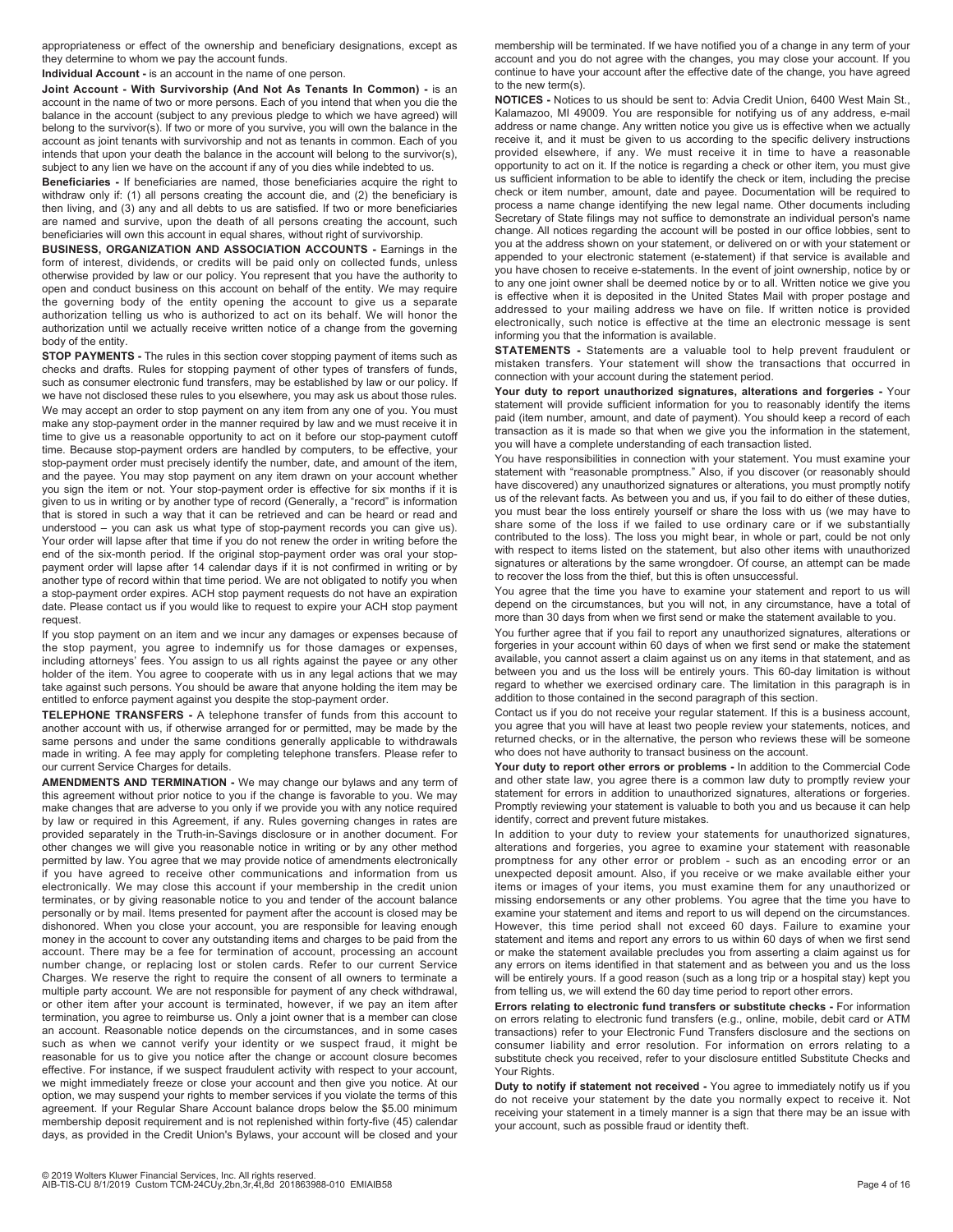appropriateness or effect of the ownership and beneficiary designations, except as they determine to whom we pay the account funds.

**Individual Account -** is an account in the name of one person.

**Joint Account - With Survivorship (And Not As Tenants In Common) -** is an account in the name of two or more persons. Each of you intend that when you die the balance in the account (subject to any previous pledge to which we have agreed) will belong to the survivor(s). If two or more of you survive, you will own the balance in the account as joint tenants with survivorship and not as tenants in common. Each of you intends that upon your death the balance in the account will belong to the survivor(s), subject to any lien we have on the account if any of you dies while indebted to us.

**Beneficiaries -** If beneficiaries are named, those beneficiaries acquire the right to withdraw only if: (1) all persons creating the account die, and (2) the beneficiary is then living, and (3) any and all debts to us are satisfied. If two or more beneficiaries are named and survive, upon the death of all persons creating the account, such beneficiaries will own this account in equal shares, without right of survivorship.

**BUSINESS, ORGANIZATION AND ASSOCIATION ACCOUNTS -** Earnings in the form of interest, dividends, or credits will be paid only on collected funds, unless otherwise provided by law or our policy. You represent that you have the authority to open and conduct business on this account on behalf of the entity. We may require the governing body of the entity opening the account to give us a separate authorization telling us who is authorized to act on its behalf. We will honor the authorization until we actually receive written notice of a change from the governing body of the entity.

**STOP PAYMENTS -** The rules in this section cover stopping payment of items such as checks and drafts. Rules for stopping payment of other types of transfers of funds, such as consumer electronic fund transfers, may be established by law or our policy. If we have not disclosed these rules to you elsewhere, you may ask us about those rules.

We may accept an order to stop payment on any item from any one of you. You must make any stop-payment order in the manner required by law and we must receive it in time to give us a reasonable opportunity to act on it before our stop-payment cutoff time. Because stop-payment orders are handled by computers, to be effective, your stop-payment order must precisely identify the number, date, and amount of the item, and the payee. You may stop payment on any item drawn on your account whether you sign the item or not. Your stop-payment order is effective for six months if it is given to us in writing or by another type of record (Generally, a "record" is information that is stored in such a way that it can be retrieved and can be heard or read and understood – you can ask us what type of stop-payment records you can give us). Your order will lapse after that time if you do not renew the order in writing before the end of the six-month period. If the original stop-payment order was oral your stop-payment order will lapse after 14 calendar days if it is not confirmed in writing or by another type of record within that time period. We are not obligated to notify you when a stop-payment order expires. ACH stop payment requests do not have an expiration date. Please contact us if you would like to request to expire your ACH stop payment request.

If you stop payment on an item and we incur any damages or expenses because of the stop payment, you agree to indemnify us for those damages or expenses, including attorneys' fees. You assign to us all rights against the payee or any other holder of the item. You agree to cooperate with us in any legal actions that we may take against such persons. You should be aware that anyone holding the item may be entitled to enforce payment against you despite the stop-payment order.

**TELEPHONE TRANSFERS -** A telephone transfer of funds from this account to another account with us, if otherwise arranged for or permitted, may be made by the same persons and under the same conditions generally applicable to withdrawals made in writing. A fee may apply for completing telephone transfers. Please refer to our current Service Charges for details.

**AMENDMENTS AND TERMINATION -** We may change our bylaws and any term of this agreement without prior notice to you if the change is favorable to you. We may make changes that are adverse to you only if we provide you with any notice required by law or required in this Agreement, if any. Rules governing changes in rates are provided separately in the Truth-in-Savings disclosure or in another document. For other changes we will give you reasonable notice in writing or by any other method permitted by law. You agree that we may provide notice of amendments electronically if you have agreed to receive other communications and information from us electronically. We may close this account if your membership in the credit union terminates, or by giving reasonable notice to you and tender of the account balance personally or by mail. Items presented for payment after the account is closed may be dishonored. When you close your account, you are responsible for leaving enough money in the account to cover any outstanding items and charges to be paid from the account. There may be a fee for termination of account, processing an account number change, or replacing lost or stolen cards. Refer to our current Service Charges. We reserve the right to require the consent of all owners to terminate a multiple party account. We are not responsible for payment of any check withdrawal, or other item after your account is terminated, however, if we pay an item after termination, you agree to reimburse us. Only a joint owner that is a member can close an account. Reasonable notice depends on the circumstances, and in some cases such as when we cannot verify your identity or we suspect fraud, it might be reasonable for us to give you notice after the change or account closure becomes effective. For instance, if we suspect fraudulent activity with respect to your account, we might immediately freeze or close your account and then give you notice. At our option, we may suspend your rights to member services if you violate the terms of this agreement. If your Regular Share Account balance drops below the $5.00 minimum membership deposit requirement and is not replenished within forty-five (45) calendar days, as provided in the Credit Union's Bylaws, your account will be closed and your membership will be terminated. If we have notified you of a change in any term of your account and you do not agree with the changes, you may close your account. If you continue to have your account after the effective date of the change, you have agreed to the new term(s).

**NOTICES -** Notices to us should be sent to: Advia Credit Union, 6400 West Main St., Kalamazoo, MI 49009. You are responsible for notifying us of any address, e-mail address or name change. Any written notice you give us is effective when we actually receive it, and it must be given to us according to the specific delivery instructions provided elsewhere, if any. We must receive it in time to have a reasonable opportunity to act on it. If the notice is regarding a check or other item, you must give us sufficient information to be able to identify the check or item, including the precise check or item number, amount, date and payee. Documentation will be required to process a name change identifying the new legal name. Other documents including Secretary of State filings may not suffice to demonstrate an individual person's name change. All notices regarding the account will be posted in our office lobbies, sent to you at the address shown on your statement, or delivered on or with your statement or appended to your electronic statement (e-statement) if that service is available and you have chosen to receive e-statements. In the event of joint ownership, notice by or to any one joint owner shall be deemed notice by or to all. Written notice we give you is effective when it is deposited in the United States Mail with proper postage and addressed to your mailing address we have on file. If written notice is provided electronically, such notice is effective at the time an electronic message is sent informing you that the information is available.

**STATEMENTS -** Statements are a valuable tool to help prevent fraudulent or mistaken transfers. Your statement will show the transactions that occurred in connection with your account during the statement period.

**Your duty to report unauthorized signatures, alterations and forgeries -** Your statement will provide sufficient information for you to reasonably identify the items paid (item number, amount, and date of payment). You should keep a record of each transaction as it is made so that when we give you the information in the statement, you will have a complete understanding of each transaction listed.

You have responsibilities in connection with your statement. You must examine your statement with "reasonable promptness." Also, if you discover (or reasonably should have discovered) any unauthorized signatures or alterations, you must promptly notify us of the relevant facts. As between you and us, if you fail to do either of these duties, you must bear the loss entirely yourself or share the loss with us (we may have to share some of the loss if we failed to use ordinary care or if we substantially contributed to the loss). The loss you might bear, in whole or part, could be not only with respect to items listed on the statement, but also other items with unauthorized signatures or alterations by the same wrongdoer. Of course, an attempt can be made to recover the loss from the thief, but this is often unsuccessful.

You agree that the time you have to examine your statement and report to us will depend on the circumstances, but you will not, in any circumstance, have a total of more than 30 days from when we first send or make the statement available to you.

You further agree that if you fail to report any unauthorized signatures, alterations or forgeries in your account within 60 days of when we first send or make the statement available, you cannot assert a claim against us on any items in that statement, and as between you and us the loss will be entirely yours. This 60-day limitation is without regard to whether we exercised ordinary care. The limitation in this paragraph is in addition to those contained in the second paragraph of this section.

Contact us if you do not receive your regular statement. If this is a business account, you agree that you will have at least two people review your statements, notices, and returned checks, or in the alternative, the person who reviews these will be someone who does not have authority to transact business on the account.

**Your duty to report other errors or problems -** In addition to the Commercial Code and other state law, you agree there is a common law duty to promptly review your statement for errors in addition to unauthorized signatures, alterations or forgeries. Promptly reviewing your statement is valuable to both you and us because it can help identify, correct and prevent future mistakes.

In addition to your duty to review your statements for unauthorized signatures, alterations and forgeries, you agree to examine your statement with reasonable promptness for any other error or problem - such as an encoding error or an unexpected deposit amount. Also, if you receive or we make available either your items or images of your items, you must examine them for any unauthorized or missing endorsements or any other problems. You agree that the time you have to examine your statement and items and report to us will depend on the circumstances. However, this time period shall not exceed 60 days. Failure to examine your statement and items and report any errors to us within 60 days of when we first send or make the statement available precludes you from asserting a claim against us for any errors on items identified in that statement and as between you and us the loss will be entirely yours. If a good reason (such as a long trip or a hospital stay) kept you from telling us, we will extend the 60 day time period to report other errors.

**Errors relating to electronic fund transfers or substitute checks -** For information on errors relating to electronic fund transfers (e.g., online, mobile, debit card or ATM transactions) refer to your Electronic Fund Transfers disclosure and the sections on consumer liability and error resolution. For information on errors relating to a substitute check you received, refer to your disclosure entitled Substitute Checks and Your Rights.

**Duty to notify if statement not received -** You agree to immediately notify us if you do not receive your statement by the date you normally expect to receive it. Not receiving your statement in a timely manner is a sign that there may be an issue with your account, such as possible fraud or identity theft.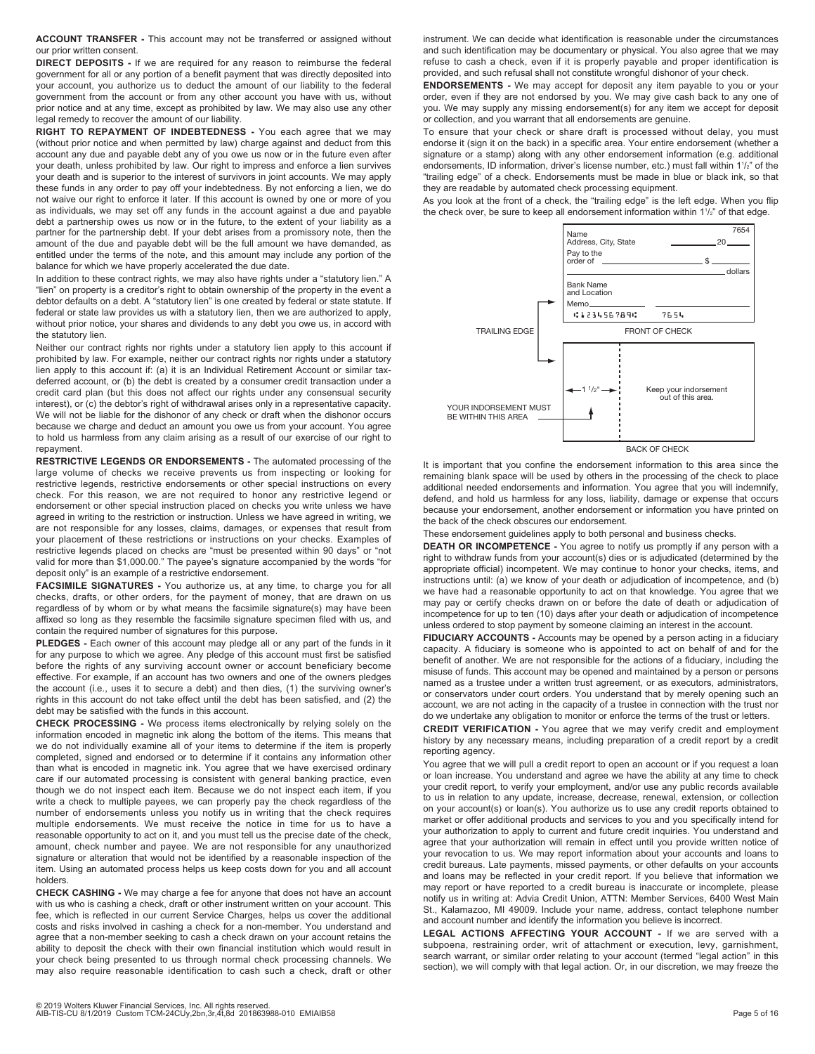**ACCOUNT TRANSFER -** This account may not be transferred or assigned without our prior written consent.

**DIRECT DEPOSITS -** If we are required for any reason to reimburse the federal government for all or any portion of a benefit payment that was directly deposited into your account, you authorize us to deduct the amount of our liability to the federal government from the account or from any other account you have with us, without prior notice and at any time, except as prohibited by law. We may also use any other legal remedy to recover the amount of our liability.

**RIGHT TO REPAYMENT OF INDEBTEDNESS -** You each agree that we may (without prior notice and when permitted by law) charge against and deduct from this account any due and payable debt any of you owe us now or in the future even after your death, unless prohibited by law. Our right to impress and enforce a lien survives your death and is superior to the interest of survivors in joint accounts. We may apply these funds in any order to pay off your indebtedness. By not enforcing a lien, we do not waive our right to enforce it later. If this account is owned by one or more of you as individuals, we may set off any funds in the account against a due and payable debt a partnership owes us now or in the future, to the extent of your liability as a partner for the partnership debt. If your debt arises from a promissory note, then the amount of the due and payable debt will be the full amount we have demanded, as entitled under the terms of the note, and this amount may include any portion of the balance for which we have properly accelerated the due date.

In addition to these contract rights, we may also have rights under a "statutory lien." A "lien" on property is a creditor's right to obtain ownership of the property in the event a debtor defaults on a debt. A "statutory lien" is one created by federal or state statute. If federal or state law provides us with a statutory lien, then we are authorized to apply, without prior notice, your shares and dividends to any debt you owe us, in accord with the statutory lien.

Neither our contract rights nor rights under a statutory lien apply to this account if prohibited by law. For example, neither our contract rights nor rights under a statutory lien apply to this account if: (a) it is an Individual Retirement Account or similar tax-deferred account, or (b) the debt is created by a consumer credit transaction under a credit card plan (but this does not affect our rights under any consensual security interest), or (c) the debtor's right of withdrawal arises only in a representative capacity. We will not be liable for the dishonor of any check or draft when the dishonor occurs because we charge and deduct an amount you owe us from your account. You agree to hold us harmless from any claim arising as a result of our exercise of our right to repayment.

**RESTRICTIVE LEGENDS OR ENDORSEMENTS -** The automated processing of the large volume of checks we receive prevents us from inspecting or looking for restrictive legends, restrictive endorsements or other special instructions on every check. For this reason, we are not required to honor any restrictive legend or endorsement or other special instruction placed on checks you write unless we have agreed in writing to the restriction or instruction. Unless we have agreed in writing, we are not responsible for any losses, claims, damages, or expenses that result from your placement of these restrictions or instructions on your checks. Examples of restrictive legends placed on checks are "must be presented within 90 days" or "not valid for more than $1,000.00." The payee's signature accompanied by the words "for deposit only" is an example of a restrictive endorsement.

**FACSIMILE SIGNATURES -** You authorize us, at any time, to charge you for all checks, drafts, or other orders, for the payment of money, that are drawn on us regardless of by whom or by what means the facsimile signature(s) may have been affixed so long as they resemble the facsimile signature specimen filed with us, and contain the required number of signatures for this purpose.

**PLEDGES -** Each owner of this account may pledge all or any part of the funds in it for any purpose to which we agree. Any pledge of this account must first be satisfied before the rights of any surviving account owner or account beneficiary become effective. For example, if an account has two owners and one of the owners pledges the account (i.e., uses it to secure a debt) and then dies, (1) the surviving owner's rights in this account do not take effect until the debt has been satisfied, and (2) the debt may be satisfied with the funds in this account.

**CHECK PROCESSING -** We process items electronically by relying solely on the information encoded in magnetic ink along the bottom of the items. This means that we do not individually examine all of your items to determine if the item is properly completed, signed and endorsed or to determine if it contains any information other than what is encoded in magnetic ink. You agree that we have exercised ordinary care if our automated processing is consistent with general banking practice, even though we do not inspect each item. Because we do not inspect each item, if you write a check to multiple payees, we can properly pay the check regardless of the number of endorsements unless you notify us in writing that the check requires multiple endorsements. We must receive the notice in time for us to have a reasonable opportunity to act on it, and you must tell us the precise date of the check, amount, check number and payee. We are not responsible for any unauthorized signature or alteration that would not be identified by a reasonable inspection of the item. Using an automated process helps us keep costs down for you and all account holders.

**CHECK CASHING -** We may charge a fee for anyone that does not have an account with us who is cashing a check, draft or other instrument written on your account. This fee, which is reflected in our current Service Charges, helps us cover the additional costs and risks involved in cashing a check for a non-member. You understand and agree that a non-member seeking to cash a check drawn on your account retains the ability to deposit the check with their own financial institution which would result in your check being presented to us through normal check processing channels. We may also require reasonable identification to cash such a check, draft or other instrument. We can decide what identification is reasonable under the circumstances and such identification may be documentary or physical. You also agree that we may refuse to cash a check, even if it is properly payable and proper identification is provided, and such refusal shall not constitute wrongful dishonor of your check.

**ENDORSEMENTS -** We may accept for deposit any item payable to you or your order, even if they are not endorsed by you. We may give cash back to any one of you. We may supply any missing endorsement(s) for any item we accept for deposit or collection, and you warrant that all endorsements are genuine.

To ensure that your check or share draft is processed without delay, you must endorse it (sign it on the back) in a specific area. Your entire endorsement (whether a signature or a stamp) along with any other endorsement information (e.g. additional endorsements, ID information, driver's license number, etc.) must fall within 1½" of the "trailing edge" of a check. Endorsements must be made in blue or black ink, so that they are readable by automated check processing equipment.

As you look at the front of a check, the "trailing edge" is the left edge. When you flip the check over, be sure to keep all endorsement information within 1½" of that edge.

TRAILING EDGE — FRONT OF CHECK — YOUR INDORSEMENT MUST BE WITHIN THIS AREA — 1½" — Keep your indorsement out of this area. — BACK OF CHECK

It is important that you confine the endorsement information to this area since the remaining blank space will be used by others in the processing of the check to place additional needed endorsements and information. You agree that you will indemnify, defend, and hold us harmless for any loss, liability, damage or expense that occurs because your endorsement, another endorsement or information you have printed on the back of the check obscures our endorsement.

These endorsement guidelines apply to both personal and business checks.

**DEATH OR INCOMPETENCE -** You agree to notify us promptly if any person with a right to withdraw funds from your account(s) dies or is adjudicated (determined by the appropriate official) incompetent. We may continue to honor your checks, items, and instructions until: (a) we know of your death or adjudication of incompetence, and (b) we have had a reasonable opportunity to act on that knowledge. You agree that we may pay or certify checks drawn on or before the date of death or adjudication of incompetence for up to ten (10) days after your death or adjudication of incompetence unless ordered to stop payment by someone claiming an interest in the account.

**FIDUCIARY ACCOUNTS -** Accounts may be opened by a person acting in a fiduciary capacity. A fiduciary is someone who is appointed to act on behalf of and for the benefit of another. We are not responsible for the actions of a fiduciary, including the misuse of funds. This account may be opened and maintained by a person or persons named as a trustee under a written trust agreement, or as executors, administrators, or conservators under court orders. You understand that by merely opening such an account, we are not acting in the capacity of a trustee in connection with the trust nor do we undertake any obligation to monitor or enforce the terms of the trust or letters.

**CREDIT VERIFICATION -** You agree that we may verify credit and employment history by any necessary means, including preparation of a credit report by a credit reporting agency.

You agree that we will pull a credit report to open an account or if you request a loan or loan increase. You understand and agree we have the ability at any time to check your credit report, to verify your employment, and/or use any public records available to us in relation to any update, increase, decrease, renewal, extension, or collection on your account(s) or loan(s). You authorize us to use any credit reports obtained to market or offer additional products and services to you and you specifically intend for your authorization to apply to current and future credit inquiries. You understand and agree that your authorization will remain in effect until you provide written notice of your revocation to us. We may report information about your accounts and loans to credit bureaus. Late payments, missed payments, or other defaults on your accounts and loans may be reflected in your credit report. If you believe that information we may report or have reported to a credit bureau is inaccurate or incomplete, please notify us in writing at: Advia Credit Union, ATTN: Member Services, 6400 West Main St., Kalamazoo, MI 49009. Include your name, address, contact telephone number and account number and identify the information you believe is incorrect.

**LEGAL ACTIONS AFFECTING YOUR ACCOUNT -** If we are served with a subpoena, restraining order, writ of attachment or execution, levy, garnishment, search warrant, or similar order relating to your account (termed "legal action" in this section), we will comply with that legal action. Or, in our discretion, we may freeze the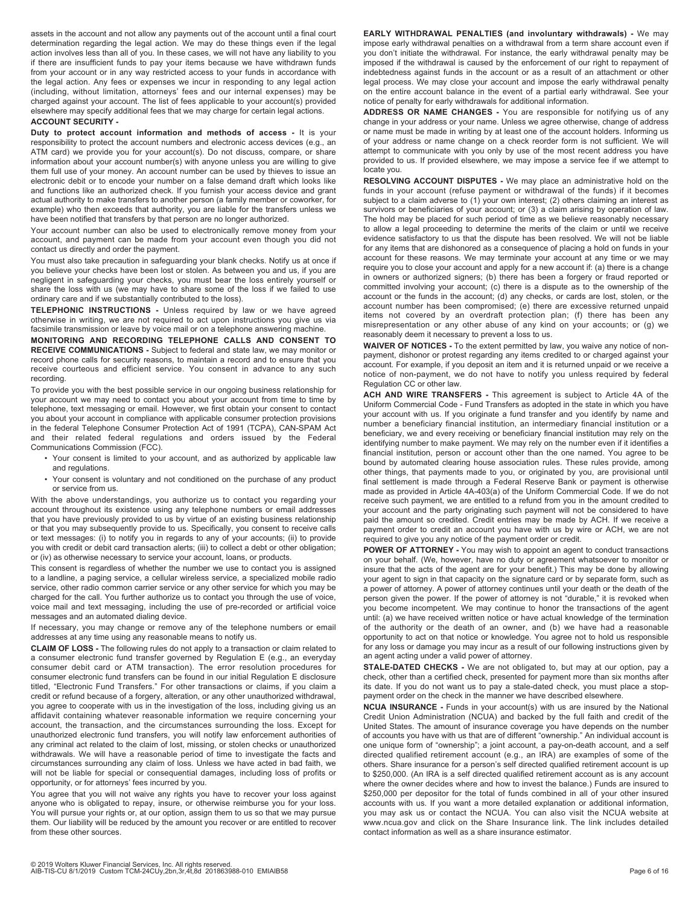assets in the account and not allow any payments out of the account until a final court determination regarding the legal action. We may do these things even if the legal action involves less than all of you. In these cases, we will not have any liability to you if there are insufficient funds to pay your items because we have withdrawn funds from your account or in any way restricted access to your funds in accordance with the legal action. Any fees or expenses we incur in responding to any legal action (including, without limitation, attorneys' fees and our internal expenses) may be charged against your account. The list of fees applicable to your account(s) provided elsewhere may specify additional fees that we may charge for certain legal actions.

**ACCOUNT SECURITY -**

**Duty to protect account information and methods of access -** It is your responsibility to protect the account numbers and electronic access devices (e.g., an ATM card) we provide you for your account(s). Do not discuss, compare, or share information about your account number(s) with anyone unless you are willing to give them full use of your money. An account number can be used by thieves to issue an electronic debit or to encode your number on a false demand draft which looks like and functions like an authorized check. If you furnish your access device and grant actual authority to make transfers to another person (a family member or coworker, for example) who then exceeds that authority, you are liable for the transfers unless we have been notified that transfers by that person are no longer authorized.

Your account number can also be used to electronically remove money from your account, and payment can be made from your account even though you did not contact us directly and order the payment.

You must also take precaution in safeguarding your blank checks. Notify us at once if you believe your checks have been lost or stolen. As between you and us, if you are negligent in safeguarding your checks, you must bear the loss entirely yourself or share the loss with us (we may have to share some of the loss if we failed to use ordinary care and if we substantially contributed to the loss).

**TELEPHONIC INSTRUCTIONS -** Unless required by law or we have agreed otherwise in writing, we are not required to act upon instructions you give us via facsimile transmission or leave by voice mail or on a telephone answering machine.

**MONITORING AND RECORDING TELEPHONE CALLS AND CONSENT TO RECEIVE COMMUNICATIONS -** Subject to federal and state law, we may monitor or record phone calls for security reasons, to maintain a record and to ensure that you receive courteous and efficient service. You consent in advance to any such recording.

To provide you with the best possible service in our ongoing business relationship for your account we may need to contact you about your account from time to time by telephone, text messaging or email. However, we first obtain your consent to contact you about your account in compliance with applicable consumer protection provisions in the federal Telephone Consumer Protection Act of 1991 (TCPA), CAN-SPAM Act and their related federal regulations and orders issued by the Federal Communications Commission (FCC).

- Your consent is limited to your account, and as authorized by applicable law and regulations.
- Your consent is voluntary and not conditioned on the purchase of any product or service from us.

With the above understandings, you authorize us to contact you regarding your account throughout its existence using any telephone numbers or email addresses that you have previously provided to us by virtue of an existing business relationship or that you may subsequently provide to us. Specifically, you consent to receive calls or text messages: (i) to notify you in regards to any of your accounts; (ii) to provide you with credit or debit card transaction alerts; (iii) to collect a debt or other obligation; or (iv) as otherwise necessary to service your account, loans, or products.

This consent is regardless of whether the number we use to contact you is assigned to a landline, a paging service, a cellular wireless service, a specialized mobile radio service, other radio common carrier service or any other service for which you may be charged for the call. You further authorize us to contact you through the use of voice, voice mail and text messaging, including the use of pre-recorded or artificial voice messages and an automated dialing device.

If necessary, you may change or remove any of the telephone numbers or email addresses at any time using any reasonable means to notify us.

**CLAIM OF LOSS -** The following rules do not apply to a transaction or claim related to a consumer electronic fund transfer governed by Regulation E (e.g., an everyday consumer debit card or ATM transaction). The error resolution procedures for consumer electronic fund transfers can be found in our initial Regulation E disclosure titled, "Electronic Fund Transfers." For other transactions or claims, if you claim a credit or refund because of a forgery, alteration, or any other unauthorized withdrawal, you agree to cooperate with us in the investigation of the loss, including giving us an affidavit containing whatever reasonable information we require concerning your account, the transaction, and the circumstances surrounding the loss. Except for unauthorized electronic fund transfers, you will notify law enforcement authorities of any criminal act related to the claim of lost, missing, or stolen checks or unauthorized withdrawals. We will have a reasonable period of time to investigate the facts and circumstances surrounding any claim of loss. Unless we have acted in bad faith, we will not be liable for special or consequential damages, including loss of profits or opportunity, or for attorneys' fees incurred by you.

You agree that you will not waive any rights you have to recover your loss against anyone who is obligated to repay, insure, or otherwise reimburse you for your loss. You will pursue your rights or, at our option, assign them to us so that we may pursue them. Our liability will be reduced by the amount you recover or are entitled to recover from these other sources.

**EARLY WITHDRAWAL PENALTIES (and involuntary withdrawals) -** We may impose early withdrawal penalties on a withdrawal from a term share account even if you don't initiate the withdrawal. For instance, the early withdrawal penalty may be imposed if the withdrawal is caused by the enforcement of our right to repayment of indebtedness against funds in the account or as a result of an attachment or other legal process. We may close your account and impose the early withdrawal penalty on the entire account balance in the event of a partial early withdrawal. See your notice of penalty for early withdrawals for additional information.

**ADDRESS OR NAME CHANGES -** You are responsible for notifying us of any change in your address or your name. Unless we agree otherwise, change of address or name must be made in writing by at least one of the account holders. Informing us of your address or name change on a check reorder form is not sufficient. We will attempt to communicate with you only by use of the most recent address you have provided to us. If provided elsewhere, we may impose a service fee if we attempt to locate you.

**RESOLVING ACCOUNT DISPUTES -** We may place an administrative hold on the funds in your account (refuse payment or withdrawal of the funds) if it becomes subject to a claim adverse to (1) your own interest; (2) others claiming an interest as survivors or beneficiaries of your account; or (3) a claim arising by operation of law. The hold may be placed for such period of time as we believe reasonably necessary to allow a legal proceeding to determine the merits of the claim or until we receive evidence satisfactory to us that the dispute has been resolved. We will not be liable for any items that are dishonored as a consequence of placing a hold on funds in your account for these reasons. We may terminate your account at any time or we may require you to close your account and apply for a new account if: (a) there is a change in owners or authorized signers; (b) there has been a forgery or fraud reported or committed involving your account; (c) there is a dispute as to the ownership of the account or the funds in the account; (d) any checks, or cards are lost, stolen, or the account number has been compromised; (e) there are excessive returned unpaid items not covered by an overdraft protection plan; (f) there has been any misrepresentation or any other abuse of any kind on your accounts; or (g) we reasonably deem it necessary to prevent a loss to us.

**WAIVER OF NOTICES -** To the extent permitted by law, you waive any notice of non-payment, dishonor or protest regarding any items credited to or charged against your account. For example, if you deposit an item and it is returned unpaid or we receive a notice of non-payment, we do not have to notify you unless required by federal Regulation CC or other law.

**ACH AND WIRE TRANSFERS -** This agreement is subject to Article 4A of the Uniform Commercial Code - Fund Transfers as adopted in the state in which you have your account with us. If you originate a fund transfer and you identify by name and number a beneficiary financial institution, an intermediary financial institution or a beneficiary, we and every receiving or beneficiary financial institution may rely on the identifying number to make payment. We may rely on the number even if it identifies a financial institution, person or account other than the one named. You agree to be bound by automated clearing house association rules. These rules provide, among other things, that payments made to you, or originated by you, are provisional until final settlement is made through a Federal Reserve Bank or payment is otherwise made as provided in Article 4A-403(a) of the Uniform Commercial Code. If we do not receive such payment, we are entitled to a refund from you in the amount credited to your account and the party originating such payment will not be considered to have paid the amount so credited. Credit entries may be made by ACH. If we receive a payment order to credit an account you have with us by wire or ACH, we are not required to give you any notice of the payment order or credit.

**POWER OF ATTORNEY -** You may wish to appoint an agent to conduct transactions on your behalf. (We, however, have no duty or agreement whatsoever to monitor or insure that the acts of the agent are for your benefit.) This may be done by allowing your agent to sign in that capacity on the signature card or by separate form, such as a power of attorney. A power of attorney continues until your death or the death of the person given the power. If the power of attorney is not "durable," it is revoked when you become incompetent. We may continue to honor the transactions of the agent until: (a) we have received written notice or have actual knowledge of the termination of the authority or the death of an owner, and (b) we have had a reasonable opportunity to act on that notice or knowledge. You agree not to hold us responsible for any loss or damage you may incur as a result of our following instructions given by an agent acting under a valid power of attorney.

**STALE-DATED CHECKS -** We are not obligated to, but may at our option, pay a check, other than a certified check, presented for payment more than six months after its date. If you do not want us to pay a stale-dated check, you must place a stop-payment order on the check in the manner we have described elsewhere.

**NCUA INSURANCE -** Funds in your account(s) with us are insured by the National Credit Union Administration (NCUA) and backed by the full faith and credit of the United States. The amount of insurance coverage you have depends on the number of accounts you have with us that are of different "ownership." An individual account is one unique form of "ownership"; a joint account, a pay-on-death account, and a self directed qualified retirement account (e.g., an IRA) are examples of some of the others. Share insurance for a person's self directed qualified retirement account is up to $250,000. (An IRA is a self directed qualified retirement account as is any account where the owner decides where and how to invest the balance.) Funds are insured to $250,000 per depositor for the total of funds combined in all of your other insured accounts with us. If you want a more detailed explanation or additional information, you may ask us or contact the NCUA. You can also visit the NCUA website at www.ncua.gov and click on the Share Insurance link. The link includes detailed contact information as well as a share insurance estimator.

© 2019 Wolters Kluwer Financial Services, Inc. All rights reserved.
AIB-TIS-CU 8/1/2019 Custom TCM-24CUy,2bn,3r,4t,8d 201863988-010 EMIAIB58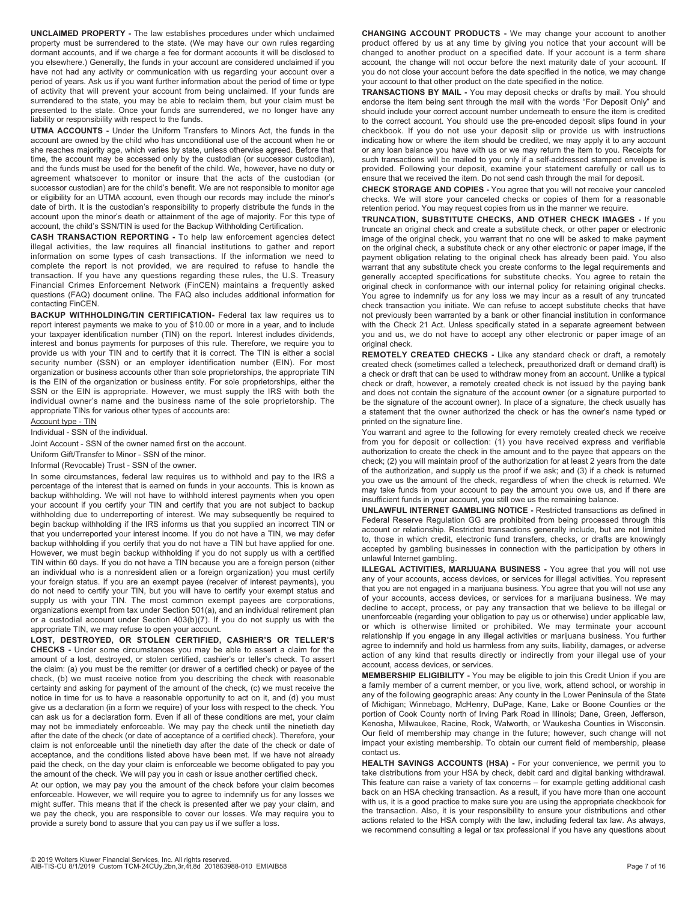**UNCLAIMED PROPERTY -** The law establishes procedures under which unclaimed property must be surrendered to the state. (We may have our own rules regarding dormant accounts, and if we charge a fee for dormant accounts it will be disclosed to you elsewhere.) Generally, the funds in your account are considered unclaimed if you have not had any activity or communication with us regarding your account over a period of years. Ask us if you want further information about the period of time or type of activity that will prevent your account from being unclaimed. If your funds are surrendered to the state, you may be able to reclaim them, but your claim must be presented to the state. Once your funds are surrendered, we no longer have any liability or responsibility with respect to the funds.

**UTMA ACCOUNTS -** Under the Uniform Transfers to Minors Act, the funds in the account are owned by the child who has unconditional use of the account when he or she reaches majority age, which varies by state, unless otherwise agreed. Before that time, the account may be accessed only by the custodian (or successor custodian), and the funds must be used for the benefit of the child. We, however, have no duty or agreement whatsoever to monitor or insure that the acts of the custodian (or successor custodian) are for the child's benefit. We are not responsible to monitor age or eligibility for an UTMA account, even though our records may include the minor's date of birth. It is the custodian's responsibility to properly distribute the funds in the account upon the minor's death or attainment of the age of majority. For this type of account, the child's SSN/TIN is used for the Backup Withholding Certification.

**CASH TRANSACTION REPORTING -** To help law enforcement agencies detect illegal activities, the law requires all financial institutions to gather and report information on some types of cash transactions. If the information we need to complete the report is not provided, we are required to refuse to handle the transaction. If you have any questions regarding these rules, the U.S. Treasury Financial Crimes Enforcement Network (FinCEN) maintains a frequently asked questions (FAQ) document online. The FAQ also includes additional information for contacting FinCEN.

**BACKUP WITHHOLDING/TIN CERTIFICATION-** Federal tax law requires us to report interest payments we make to you of $10.00 or more in a year, and to include your taxpayer identification number (TIN) on the report. Interest includes dividends, interest and bonus payments for purposes of this rule. Therefore, we require you to provide us with your TIN and to certify that it is correct. The TIN is either a social security number (SSN) or an employer identification number (EIN). For most organization or business accounts other than sole proprietorships, the appropriate TIN is the EIN of the organization or business entity. For sole proprietorships, either the SSN or the EIN is appropriate. However, we must supply the IRS with both the individual owner's name and the business name of the sole proprietorship. The appropriate TINs for various other types of accounts are:

Account type - TIN

Individual - SSN of the individual.

Joint Account - SSN of the owner named first on the account.

Uniform Gift/Transfer to Minor - SSN of the minor.

Informal (Revocable) Trust - SSN of the owner.

In some circumstances, federal law requires us to withhold and pay to the IRS a percentage of the interest that is earned on funds in your accounts. This is known as backup withholding. We will not have to withhold interest payments when you open your account if you certify your TIN and certify that you are not subject to backup withholding due to underreporting of interest. We may subsequently be required to begin backup withholding if the IRS informs us that you supplied an incorrect TIN or that you underreported your interest income. If you do not have a TIN, we may defer backup withholding if you certify that you do not have a TIN but have applied for one. However, we must begin backup withholding if you do not supply us with a certified TIN within 60 days. If you do not have a TIN because you are a foreign person (either an individual who is a nonresident alien or a foreign organization) you must certify your foreign status. If you are an exempt payee (receiver of interest payments), you do not need to certify your TIN, but you will have to certify your exempt status and supply us with your TIN. The most common exempt payees are corporations, organizations exempt from tax under Section 501(a), and an individual retirement plan or a custodial account under Section 403(b)(7). If you do not supply us with the appropriate TIN, we may refuse to open your account.

**LOST, DESTROYED, OR STOLEN CERTIFIED, CASHIER'S OR TELLER'S CHECKS -** Under some circumstances you may be able to assert a claim for the amount of a lost, destroyed, or stolen certified, cashier's or teller's check. To assert the claim: (a) you must be the remitter (or drawer of a certified check) or payee of the check, (b) we must receive notice from you describing the check with reasonable certainty and asking for payment of the amount of the check, (c) we must receive the notice in time for us to have a reasonable opportunity to act on it, and (d) you must give us a declaration (in a form we require) of your loss with respect to the check. You can ask us for a declaration form. Even if all of these conditions are met, your claim may not be immediately enforceable. We may pay the check until the ninetieth day after the date of the check (or date of acceptance of a certified check). Therefore, your claim is not enforceable until the ninetieth day after the date of the check or date of acceptance, and the conditions listed above have been met. If we have not already paid the check, on the day your claim is enforceable we become obligated to pay you the amount of the check. We will pay you in cash or issue another certified check.

At our option, we may pay you the amount of the check before your claim becomes enforceable. However, we will require you to agree to indemnify us for any losses we might suffer. This means that if the check is presented after we pay your claim, and we pay the check, you are responsible to cover our losses. We may require you to provide a surety bond to assure that you can pay us if we suffer a loss.

**CHANGING ACCOUNT PRODUCTS -** We may change your account to another product offered by us at any time by giving you notice that your account will be changed to another product on a specified date. If your account is a term share account, the change will not occur before the next maturity date of your account. If you do not close your account before the date specified in the notice, we may change your account to that other product on the date specified in the notice.

**TRANSACTIONS BY MAIL -** You may deposit checks or drafts by mail. You should endorse the item being sent through the mail with the words "For Deposit Only" and should include your correct account number underneath to ensure the item is credited to the correct account. You should use the pre-encoded deposit slips found in your checkbook. If you do not use your deposit slip or provide us with instructions indicating how or where the item should be credited, we may apply it to any account or any loan balance you have with us or we may return the item to you. Receipts for such transactions will be mailed to you only if a self-addressed stamped envelope is provided. Following your deposit, examine your statement carefully or call us to ensure that we received the item. Do not send cash through the mail for deposit.

**CHECK STORAGE AND COPIES -** You agree that you will not receive your canceled checks. We will store your canceled checks or copies of them for a reasonable retention period. You may request copies from us in the manner we require.

**TRUNCATION, SUBSTITUTE CHECKS, AND OTHER CHECK IMAGES -** If you truncate an original check and create a substitute check, or other paper or electronic image of the original check, you warrant that no one will be asked to make payment on the original check, a substitute check or any other electronic or paper image, if the payment obligation relating to the original check has already been paid. You also warrant that any substitute check you create conforms to the legal requirements and generally accepted specifications for substitute checks. You agree to retain the original check in conformance with our internal policy for retaining original checks. You agree to indemnify us for any loss we may incur as a result of any truncated check transaction you initiate. We can refuse to accept substitute checks that have not previously been warranted by a bank or other financial institution in conformance with the Check 21 Act. Unless specifically stated in a separate agreement between you and us, we do not have to accept any other electronic or paper image of an original check.

**REMOTELY CREATED CHECKS -** Like any standard check or draft, a remotely created check (sometimes called a telecheck, preauthorized draft or demand draft) is a check or draft that can be used to withdraw money from an account. Unlike a typical check or draft, however, a remotely created check is not issued by the paying bank and does not contain the signature of the account owner (or a signature purported to be the signature of the account owner). In place of a signature, the check usually has a statement that the owner authorized the check or has the owner's name typed or printed on the signature line.

You warrant and agree to the following for every remotely created check we receive from you for deposit or collection: (1) you have received express and verifiable authorization to create the check in the amount and to the payee that appears on the check; (2) you will maintain proof of the authorization for at least 2 years from the date of the authorization, and supply us the proof if we ask; and (3) if a check is returned you owe us the amount of the check, regardless of when the check is returned. We may take funds from your account to pay the amount you owe us, and if there are insufficient funds in your account, you still owe us the remaining balance.

**UNLAWFUL INTERNET GAMBLING NOTICE -** Restricted transactions as defined in Federal Reserve Regulation GG are prohibited from being processed through this account or relationship. Restricted transactions generally include, but are not limited to, those in which credit, electronic fund transfers, checks, or drafts are knowingly accepted by gambling businesses in connection with the participation by others in unlawful Internet gambling.

**ILLEGAL ACTIVITIES, MARIJUANA BUSINESS -** You agree that you will not use any of your accounts, access devices, or services for illegal activities. You represent that you are not engaged in a marijuana business. You agree that you will not use any of your accounts, access devices, or services for a marijuana business. We may decline to accept, process, or pay any transaction that we believe to be illegal or unenforceable (regarding your obligation to pay us or otherwise) under applicable law, or which is otherwise limited or prohibited. We may terminate your account relationship if you engage in any illegal activities or marijuana business. You further agree to indemnify and hold us harmless from any suits, liability, damages, or adverse action of any kind that results directly or indirectly from your illegal use of your account, access devices, or services.

**MEMBERSHIP ELIGIBILITY -** You may be eligible to join this Credit Union if you are a family member of a current member, or you live, work, attend school, or worship in any of the following geographic areas: Any county in the Lower Peninsula of the State of Michigan; Winnebago, McHenry, DuPage, Kane, Lake or Boone Counties or the portion of Cook County north of Irving Park Road in Illinois; Dane, Green, Jefferson, Kenosha, Milwaukee, Racine, Rock, Walworth, or Waukesha Counties in Wisconsin. Our field of membership may change in the future; however, such change will not impact your existing membership. To obtain our current field of membership, please contact us.

**HEALTH SAVINGS ACCOUNTS (HSA) -** For your convenience, we permit you to take distributions from your HSA by check, debit card and digital banking withdrawal. This feature can raise a variety of tax concerns – for example getting additional cash back on an HSA checking transaction. As a result, if you have more than one account with us, it is a good practice to make sure you are using the appropriate checkbook for the transaction. Also, it is your responsibility to ensure your distributions and other actions related to the HSA comply with the law, including federal tax law. As always, we recommend consulting a legal or tax professional if you have any questions about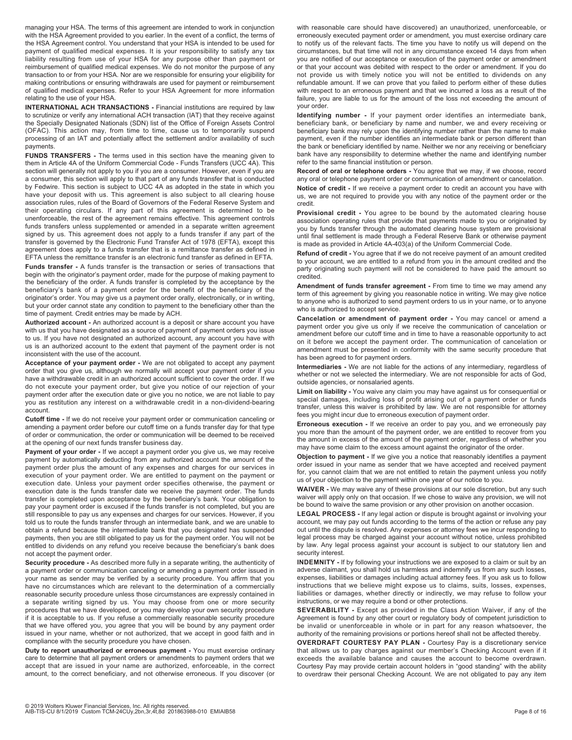managing your HSA. The terms of this agreement are intended to work in conjunction with the HSA Agreement provided to you earlier. In the event of a conflict, the terms of the HSA Agreement control. You understand that your HSA is intended to be used for payment of qualified medical expenses. It is your responsibility to satisfy any tax liability resulting from use of your HSA for any purpose other than payment or reimbursement of qualified medical expenses. We do not monitor the purpose of any transaction to or from your HSA. Nor are we responsible for ensuring your eligibility for making contributions or ensuring withdrawals are used for payment or reimbursement of qualified medical expenses. Refer to your HSA Agreement for more information relating to the use of your HSA.

**INTERNATIONAL ACH TRANSACTIONS -** Financial institutions are required by law to scrutinize or verify any international ACH transaction (IAT) that they receive against the Specially Designated Nationals (SDN) list of the Office of Foreign Assets Control (OFAC). This action may, from time to time, cause us to temporarily suspend processing of an IAT and potentially affect the settlement and/or availability of such payments.

**FUNDS TRANSFERS -** The terms used in this section have the meaning given to them in Article 4A of the Uniform Commercial Code - Funds Transfers (UCC 4A). This section will generally not apply to you if you are a consumer. However, even if you are a consumer, this section will apply to that part of any funds transfer that is conducted by Fedwire. This section is subject to UCC 4A as adopted in the state in which you have your deposit with us. This agreement is also subject to all clearing house association rules, rules of the Board of Governors of the Federal Reserve System and their operating circulars. If any part of this agreement is determined to be unenforceable, the rest of the agreement remains effective. This agreement controls funds transfers unless supplemented or amended in a separate written agreement signed by us. This agreement does not apply to a funds transfer if any part of the transfer is governed by the Electronic Fund Transfer Act of 1978 (EFTA), except this agreement does apply to a funds transfer that is a remittance transfer as defined in EFTA unless the remittance transfer is an electronic fund transfer as defined in EFTA.

**Funds transfer -** A funds transfer is the transaction or series of transactions that begin with the originator's payment order, made for the purpose of making payment to the beneficiary of the order. A funds transfer is completed by the acceptance by the beneficiary's bank of a payment order for the benefit of the beneficiary of the originator's order. You may give us a payment order orally, electronically, or in writing, but your order cannot state any condition to payment to the beneficiary other than the time of payment. Credit entries may be made by ACH.

**Authorized account -** An authorized account is a deposit or share account you have with us that you have designated as a source of payment of payment orders you issue to us. If you have not designated an authorized account, any account you have with us is an authorized account to the extent that payment of the payment order is not inconsistent with the use of the account.

**Acceptance of your payment order -** We are not obligated to accept any payment order that you give us, although we normally will accept your payment order if you have a withdrawable credit in an authorized account sufficient to cover the order. If we do not execute your payment order, but give you notice of our rejection of your payment order after the execution date or give you no notice, we are not liable to pay you as restitution any interest on a withdrawable credit in a non-dividend-bearing account.

**Cutoff time -** If we do not receive your payment order or communication canceling or amending a payment order before our cutoff time on a funds transfer day for that type of order or communication, the order or communication will be deemed to be received at the opening of our next funds transfer business day.

**Payment of your order -** If we accept a payment order you give us, we may receive payment by automatically deducting from any authorized account the amount of the payment order plus the amount of any expenses and charges for our services in execution of your payment order. We are entitled to payment on the payment or execution date. Unless your payment order specifies otherwise, the payment or execution date is the funds transfer date we receive the payment order. The funds transfer is completed upon acceptance by the beneficiary's bank. Your obligation to pay your payment order is excused if the funds transfer is not completed, but you are still responsible to pay us any expenses and charges for our services. However, if you told us to route the funds transfer through an intermediate bank, and we are unable to obtain a refund because the intermediate bank that you designated has suspended payments, then you are still obligated to pay us for the payment order. You will not be entitled to dividends on any refund you receive because the beneficiary's bank does not accept the payment order.

**Security procedure -** As described more fully in a separate writing, the authenticity of a payment order or communication canceling or amending a payment order issued in your name as sender may be verified by a security procedure. You affirm that you have no circumstances which are relevant to the determination of a commercially reasonable security procedure unless those circumstances are expressly contained in a separate writing signed by us. You may choose from one or more security procedures that we have developed, or you may develop your own security procedure if it is acceptable to us. If you refuse a commercially reasonable security procedure that we have offered you, you agree that you will be bound by any payment order issued in your name, whether or not authorized, that we accept in good faith and in compliance with the security procedure you have chosen.

**Duty to report unauthorized or erroneous payment -** You must exercise ordinary care to determine that all payment orders or amendments to payment orders that we accept that are issued in your name are authorized, enforceable, in the correct amount, to the correct beneficiary, and not otherwise erroneous. If you discover (or with reasonable care should have discovered) an unauthorized, unenforceable, or erroneously executed payment order or amendment, you must exercise ordinary care to notify us of the relevant facts. The time you have to notify us will depend on the circumstances, but that time will not in any circumstance exceed 14 days from when you are notified of our acceptance or execution of the payment order or amendment or that your account was debited with respect to the order or amendment. If you do not provide us with timely notice you will not be entitled to dividends on any refundable amount. If we can prove that you failed to perform either of these duties with respect to an erroneous payment and that we incurred a loss as a result of the failure, you are liable to us for the amount of the loss not exceeding the amount of your order.

**Identifying number -** If your payment order identifies an intermediate bank, beneficiary bank, or beneficiary by name and number, we and every receiving or beneficiary bank may rely upon the identifying number rather than the name to make payment, even if the number identifies an intermediate bank or person different than the bank or beneficiary identified by name. Neither we nor any receiving or beneficiary bank have any responsibility to determine whether the name and identifying number refer to the same financial institution or person.

**Record of oral or telephone orders -** You agree that we may, if we choose, record any oral or telephone payment order or communication of amendment or cancelation.

**Notice of credit -** If we receive a payment order to credit an account you have with us, we are not required to provide you with any notice of the payment order or the credit.

**Provisional credit -** You agree to be bound by the automated clearing house association operating rules that provide that payments made to you or originated by you by funds transfer through the automated clearing house system are provisional until final settlement is made through a Federal Reserve Bank or otherwise payment is made as provided in Article 4A-403(a) of the Uniform Commercial Code.

**Refund of credit -** You agree that if we do not receive payment of an amount credited to your account, we are entitled to a refund from you in the amount credited and the party originating such payment will not be considered to have paid the amount so credited.

**Amendment of funds transfer agreement -** From time to time we may amend any term of this agreement by giving you reasonable notice in writing. We may give notice to anyone who is authorized to send payment orders to us in your name, or to anyone who is authorized to accept service.

**Cancelation or amendment of payment order -** You may cancel or amend a payment order you give us only if we receive the communication of cancelation or amendment before our cutoff time and in time to have a reasonable opportunity to act on it before we accept the payment order. The communication of cancelation or amendment must be presented in conformity with the same security procedure that has been agreed to for payment orders.

**Intermediaries -** We are not liable for the actions of any intermediary, regardless of whether or not we selected the intermediary. We are not responsible for acts of God, outside agencies, or nonsalaried agents.

**Limit on liability -** You waive any claim you may have against us for consequential or special damages, including loss of profit arising out of a payment order or funds transfer, unless this waiver is prohibited by law. We are not responsible for attorney fees you might incur due to erroneous execution of payment order.

**Erroneous execution -** If we receive an order to pay you, and we erroneously pay you more than the amount of the payment order, we are entitled to recover from you the amount in excess of the amount of the payment order, regardless of whether you may have some claim to the excess amount against the originator of the order.

**Objection to payment -** If we give you a notice that reasonably identifies a payment order issued in your name as sender that we have accepted and received payment for, you cannot claim that we are not entitled to retain the payment unless you notify us of your objection to the payment within one year of our notice to you.

**WAIVER -** We may waive any of these provisions at our sole discretion, but any such waiver will apply only on that occasion. If we chose to waive any provision, we will not be bound to waive the same provision or any other provision on another occasion.

**LEGAL PROCESS -** If any legal action or dispute is brought against or involving your account, we may pay out funds according to the terms of the action or refuse any pay out until the dispute is resolved. Any expenses or attorney fees we incur responding to legal process may be charged against your account without notice, unless prohibited by law. Any legal process against your account is subject to our statutory lien and security interest.

**INDEMNITY -** If by following your instructions we are exposed to a claim or suit by an adverse claimant, you shall hold us harmless and indemnify us from any such losses, expenses, liabilities or damages including actual attorney fees. If you ask us to follow instructions that we believe might expose us to claims, suits, losses, expenses, liabilities or damages, whether directly or indirectly, we may refuse to follow your instructions, or we may require a bond or other protections.

**SEVERABILITY -** Except as provided in the Class Action Waiver, if any of the Agreement is found by any other court or regulatory body of competent jurisdiction to be invalid or unenforceable in whole or in part for any reason whatsoever, the authority of the remaining provisions or portions hereof shall not be affected thereby.

**OVERDRAFT COURTESY PAY PLAN -** Courtesy Pay is a discretionary service that allows us to pay charges against our member's Checking Account even if it exceeds the available balance and causes the account to become overdrawn. Courtesy Pay may provide certain account holders in "good standing" with the ability to overdraw their personal Checking Account. We are not obligated to pay any item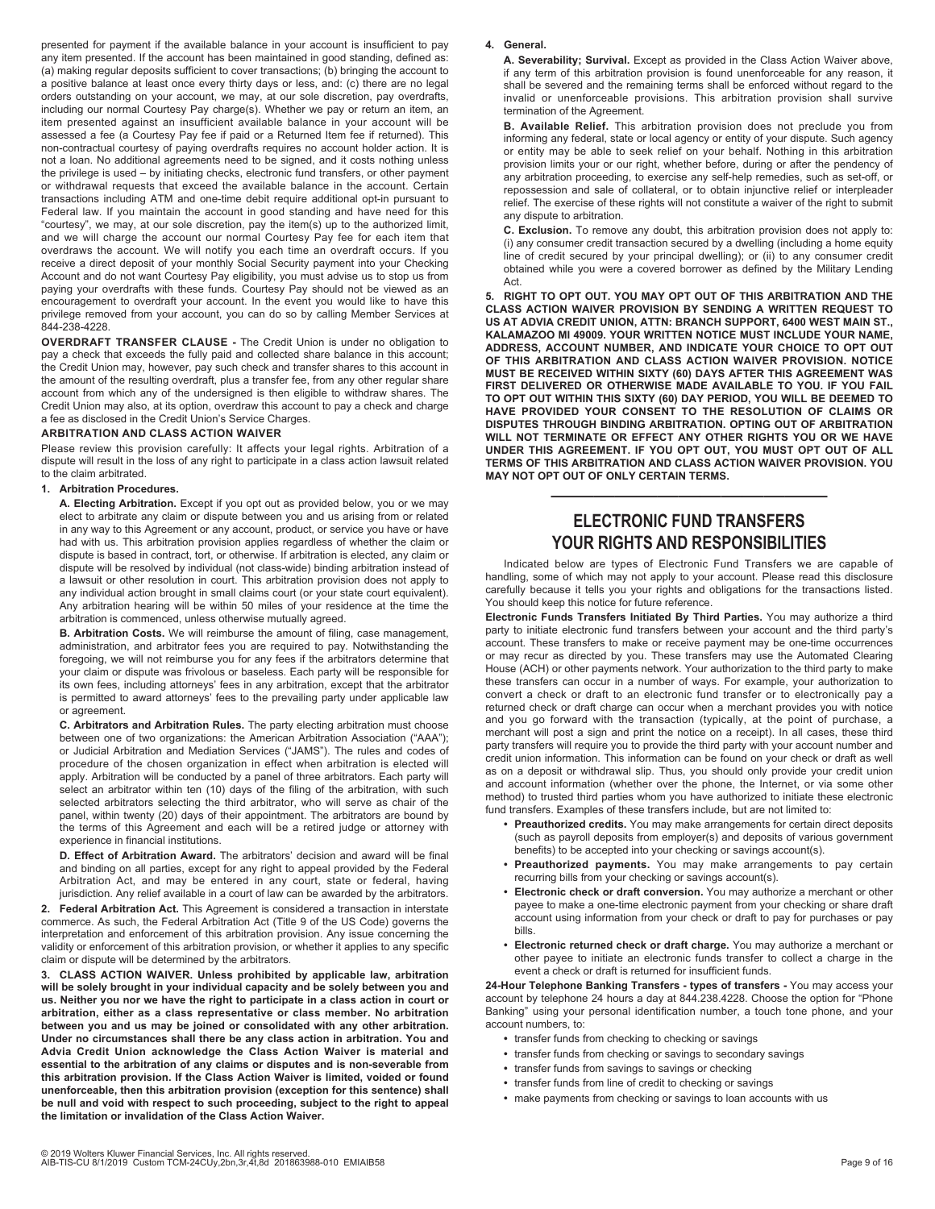presented for payment if the available balance in your account is insufficient to pay any item presented. If the account has been maintained in good standing, defined as: (a) making regular deposits sufficient to cover transactions; (b) bringing the account to a positive balance at least once every thirty days or less, and: (c) there are no legal orders outstanding on your account, we may, at our sole discretion, pay overdrafts, including our normal Courtesy Pay charge(s). Whether we pay or return an item, an item presented against an insufficient available balance in your account will be assessed a fee (a Courtesy Pay fee if paid or a Returned Item fee if returned). This non-contractual courtesy of paying overdrafts requires no account holder action. It is not a loan. No additional agreements need to be signed, and it costs nothing unless the privilege is used – by initiating checks, electronic fund transfers, or other payment or withdrawal requests that exceed the available balance in the account. Certain transactions including ATM and one-time debit require additional opt-in pursuant to Federal law. If you maintain the account in good standing and have need for this "courtesy", we may, at our sole discretion, pay the item(s) up to the authorized limit, and we will charge the account our normal Courtesy Pay fee for each item that overdraws the account. We will notify you each time an overdraft occurs. If you receive a direct deposit of your monthly Social Security payment into your Checking Account and do not want Courtesy Pay eligibility, you must advise us to stop us from paying your overdrafts with these funds. Courtesy Pay should not be viewed as an encouragement to overdraft your account. In the event you would like to have this privilege removed from your account, you can do so by calling Member Services at 844-238-4228.

**OVERDRAFT TRANSFER CLAUSE -** The Credit Union is under no obligation to pay a check that exceeds the fully paid and collected share balance in this account; the Credit Union may, however, pay such check and transfer shares to this account in the amount of the resulting overdraft, plus a transfer fee, from any other regular share account from which any of the undersigned is then eligible to withdraw shares. The Credit Union may also, at its option, overdraw this account to pay a check and charge a fee as disclosed in the Credit Union's Service Charges.

**ARBITRATION AND CLASS ACTION WAIVER**

Please review this provision carefully: It affects your legal rights. Arbitration of a dispute will result in the loss of any right to participate in a class action lawsuit related to the claim arbitrated.

**1. Arbitration Procedures.**

**A. Electing Arbitration.** Except if you opt out as provided below, you or we may elect to arbitrate any claim or dispute between you and us arising from or related in any way to this Agreement or any account, product, or service you have or have had with us. This arbitration provision applies regardless of whether the claim or dispute is based in contract, tort, or otherwise. If arbitration is elected, any claim or dispute will be resolved by individual (not class-wide) binding arbitration instead of a lawsuit or other resolution in court. This arbitration provision does not apply to any individual action brought in small claims court (or your state court equivalent). Any arbitration hearing will be within 50 miles of your residence at the time the arbitration is commenced, unless otherwise mutually agreed.

**B. Arbitration Costs.** We will reimburse the amount of filing, case management, administration, and arbitrator fees you are required to pay. Notwithstanding the foregoing, we will not reimburse you for any fees if the arbitrators determine that your claim or dispute was frivolous or baseless. Each party will be responsible for its own fees, including attorneys' fees in any arbitration, except that the arbitrator is permitted to award attorneys' fees to the prevailing party under applicable law or agreement.

**C. Arbitrators and Arbitration Rules.** The party electing arbitration must choose between one of two organizations: the American Arbitration Association ("AAA"); or Judicial Arbitration and Mediation Services ("JAMS"). The rules and codes of procedure of the chosen organization in effect when arbitration is elected will apply. Arbitration will be conducted by a panel of three arbitrators. Each party will select an arbitrator within ten (10) days of the filing of the arbitration, with such selected arbitrators selecting the third arbitrator, who will serve as chair of the panel, within twenty (20) days of their appointment. The arbitrators are bound by the terms of this Agreement and each will be a retired judge or attorney with experience in financial institutions.

**D. Effect of Arbitration Award.** The arbitrators' decision and award will be final and binding on all parties, except for any right to appeal provided by the Federal Arbitration Act, and may be entered in any court, state or federal, having jurisdiction. Any relief available in a court of law can be awarded by the arbitrators.

**2. Federal Arbitration Act.** This Agreement is considered a transaction in interstate commerce. As such, the Federal Arbitration Act (Title 9 of the US Code) governs the interpretation and enforcement of this arbitration provision. Any issue concerning the validity or enforcement of this arbitration provision, or whether it applies to any specific claim or dispute will be determined by the arbitrators.

**3. CLASS ACTION WAIVER. Unless prohibited by applicable law, arbitration will be solely brought in your individual capacity and be solely between you and us. Neither you nor we have the right to participate in a class action in court or arbitration, either as a class representative or class member. No arbitration between you and us may be joined or consolidated with any other arbitration. Under no circumstances shall there be any class action in arbitration. You and Advia Credit Union acknowledge the Class Action Waiver is material and essential to the arbitration of any claims or disputes and is non-severable from this arbitration provision. If the Class Action Waiver is limited, voided or found unenforceable, then this arbitration provision (exception for this sentence) shall be null and void with respect to such proceeding, subject to the right to appeal the limitation or invalidation of the Class Action Waiver.**

**4. General.**

**A. Severability; Survival.** Except as provided in the Class Action Waiver above, if any term of this arbitration provision is found unenforceable for any reason, it shall be severed and the remaining terms shall be enforced without regard to the invalid or unenforceable provisions. This arbitration provision shall survive termination of the Agreement.

**B. Available Relief.** This arbitration provision does not preclude you from informing any federal, state or local agency or entity of your dispute. Such agency or entity may be able to seek relief on your behalf. Nothing in this arbitration provision limits your or our right, whether before, during or after the pendency of any arbitration proceeding, to exercise any self-help remedies, such as set-off, or repossession and sale of collateral, or to obtain injunctive relief or interpleader relief. The exercise of these rights will not constitute a waiver of the right to submit any dispute to arbitration.

**C. Exclusion.** To remove any doubt, this arbitration provision does not apply to: (i) any consumer credit transaction secured by a dwelling (including a home equity line of credit secured by your principal dwelling); or (ii) to any consumer credit obtained while you were a covered borrower as defined by the Military Lending Act.

**5. RIGHT TO OPT OUT. YOU MAY OPT OUT OF THIS ARBITRATION AND THE CLASS ACTION WAIVER PROVISION BY SENDING A WRITTEN REQUEST TO US AT ADVIA CREDIT UNION, ATTN: BRANCH SUPPORT, 6400 WEST MAIN ST., KALAMAZOO MI 49009. YOUR WRITTEN NOTICE MUST INCLUDE YOUR NAME, ADDRESS, ACCOUNT NUMBER, AND INDICATE YOUR CHOICE TO OPT OUT OF THIS ARBITRATION AND CLASS ACTION WAIVER PROVISION. NOTICE MUST BE RECEIVED WITHIN SIXTY (60) DAYS AFTER THIS AGREEMENT WAS FIRST DELIVERED OR OTHERWISE MADE AVAILABLE TO YOU. IF YOU FAIL TO OPT OUT WITHIN THIS SIXTY (60) DAY PERIOD, YOU WILL BE DEEMED TO HAVE PROVIDED YOUR CONSENT TO THE RESOLUTION OF CLAIMS OR DISPUTES THROUGH BINDING ARBITRATION. OPTING OUT OF ARBITRATION WILL NOT TERMINATE OR EFFECT ANY OTHER RIGHTS YOU OR WE HAVE UNDER THIS AGREEMENT. IF YOU OPT OUT, YOU MUST OPT OUT OF ALL TERMS OF THIS ARBITRATION AND CLASS ACTION WAIVER PROVISION. YOU MAY NOT OPT OUT OF ONLY CERTAIN TERMS.**

## ELECTRONIC FUND TRANSFERS YOUR RIGHTS AND RESPONSIBILITIES

Indicated below are types of Electronic Fund Transfers we are capable of handling, some of which may not apply to your account. Please read this disclosure carefully because it tells you your rights and obligations for the transactions listed. You should keep this notice for future reference.

**Electronic Funds Transfers Initiated By Third Parties.** You may authorize a third party to initiate electronic fund transfers between your account and the third party's account. These transfers to make or receive payment may be one-time occurrences or may recur as directed by you. These transfers may use the Automated Clearing House (ACH) or other payments network. Your authorization to the third party to make these transfers can occur in a number of ways. For example, your authorization to convert a check or draft to an electronic fund transfer or to electronically pay a returned check or draft charge can occur when a merchant provides you with notice and you go forward with the transaction (typically, at the point of purchase, a merchant will post a sign and print the notice on a receipt). In all cases, these third party transfers will require you to provide the third party with your account number and credit union information. This information can be found on your check or draft as well as on a deposit or withdrawal slip. Thus, you should only provide your credit union and account information (whether over the phone, the Internet, or via some other method) to trusted third parties whom you have authorized to initiate these electronic fund transfers. Examples of these transfers include, but are not limited to:

- **Preauthorized credits.** You may make arrangements for certain direct deposits (such as payroll deposits from employer(s) and deposits of various government benefits) to be accepted into your checking or savings account(s).
- **Preauthorized payments.** You may make arrangements to pay certain recurring bills from your checking or savings account(s).
- **Electronic check or draft conversion.** You may authorize a merchant or other payee to make a one-time electronic payment from your checking or share draft account using information from your check or draft to pay for purchases or pay bills.
- **Electronic returned check or draft charge.** You may authorize a merchant or other payee to initiate an electronic funds transfer to collect a charge in the event a check or draft is returned for insufficient funds.

**24-Hour Telephone Banking Transfers - types of transfers -** You may access your account by telephone 24 hours a day at 844.238.4228. Choose the option for "Phone Banking" using your personal identification number, a touch tone phone, and your account numbers, to:

- transfer funds from checking to checking or savings
- transfer funds from checking or savings to secondary savings
- transfer funds from savings to savings or checking
- transfer funds from line of credit to checking or savings
- make payments from checking or savings to loan accounts with us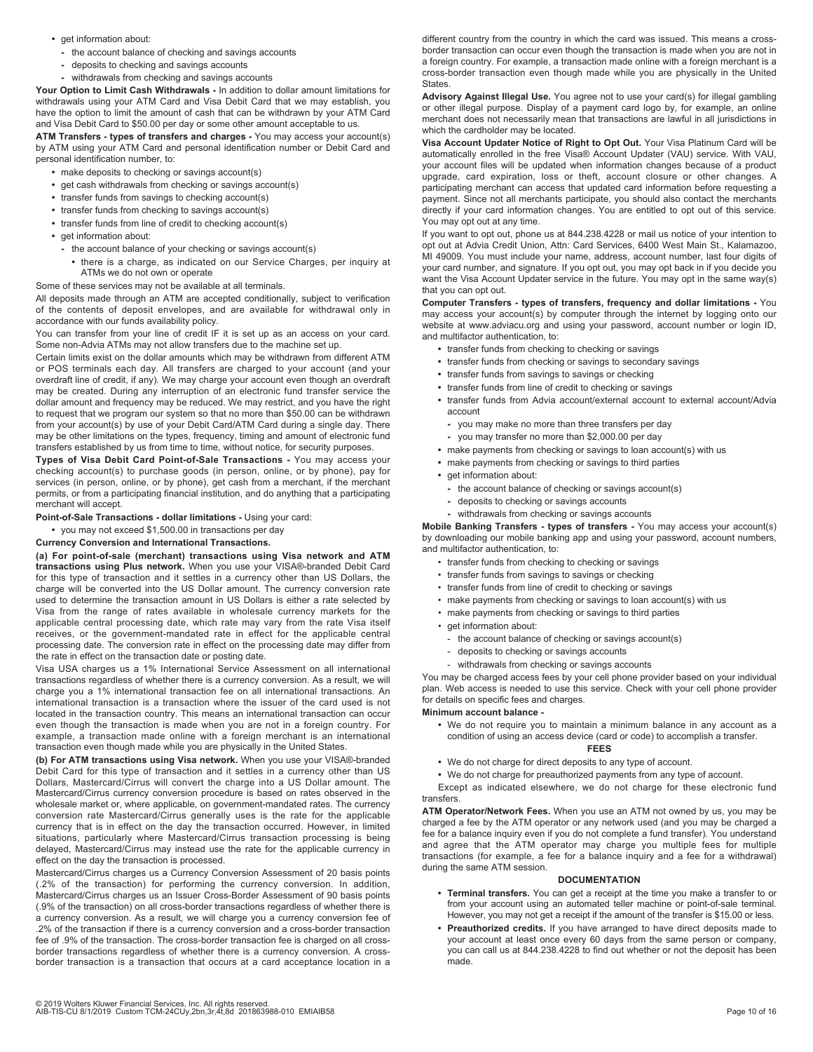- get information about:
  - the account balance of checking and savings accounts
  - deposits to checking and savings accounts
  - withdrawals from checking and savings accounts

**Your Option to Limit Cash Withdrawals -** In addition to dollar amount limitations for withdrawals using your ATM Card and Visa Debit Card that we may establish, you have the option to limit the amount of cash that can be withdrawn by your ATM Card and Visa Debit Card to $50.00 per day or some other amount acceptable to us.

**ATM Transfers - types of transfers and charges -** You may access your account(s) by ATM using your ATM Card and personal identification number or Debit Card and personal identification number, to:

- make deposits to checking or savings account(s)
- get cash withdrawals from checking or savings account(s)
- transfer funds from savings to checking account(s)
- transfer funds from checking to savings account(s)
- transfer funds from line of credit to checking account(s)
- get information about:
  - the account balance of your checking or savings account(s)
    - there is a charge, as indicated on our Service Charges, per inquiry at ATMs we do not own or operate

Some of these services may not be available at all terminals.

All deposits made through an ATM are accepted conditionally, subject to verification of the contents of deposit envelopes, and are available for withdrawal only in accordance with our funds availability policy.

You can transfer from your line of credit IF it is set up as an access on your card. Some non-Advia ATMs may not allow transfers due to the machine set up.

Certain limits exist on the dollar amounts which may be withdrawn from different ATM or POS terminals each day. All transfers are charged to your account (and your overdraft line of credit, if any). We may charge your account even though an overdraft may be created. During any interruption of an electronic fund transfer service the dollar amount and frequency may be reduced. We may restrict, and you have the right to request that we program our system so that no more than $50.00 can be withdrawn from your account(s) by use of your Debit Card/ATM Card during a single day. There may be other limitations on the types, frequency, timing and amount of electronic fund transfers established by us from time to time, without notice, for security purposes.

**Types of Visa Debit Card Point-of-Sale Transactions -** You may access your checking account(s) to purchase goods (in person, online, or by phone), pay for services (in person, online, or by phone), get cash from a merchant, if the merchant permits, or from a participating financial institution, and do anything that a participating merchant will accept.

**Point-of-Sale Transactions - dollar limitations -** Using your card:

- you may not exceed $1,500.00 in transactions per day

**Currency Conversion and International Transactions.**

**(a) For point-of-sale (merchant) transactions using Visa network and ATM transactions using Plus network.** When you use your VISA®-branded Debit Card for this type of transaction and it settles in a currency other than US Dollars, the charge will be converted into the US Dollar amount. The currency conversion rate used to determine the transaction amount in US Dollars is either a rate selected by Visa from the range of rates available in wholesale currency markets for the applicable central processing date, which rate may vary from the rate Visa itself receives, or the government-mandated rate in effect for the applicable central processing date. The conversion rate in effect on the processing date may differ from the rate in effect on the transaction date or posting date.

Visa USA charges us a 1% International Service Assessment on all international transactions regardless of whether there is a currency conversion. As a result, we will charge you a 1% international transaction fee on all international transactions. An international transaction is a transaction where the issuer of the card used is not located in the transaction country. This means an international transaction can occur even though the transaction is made when you are not in a foreign country. For example, a transaction made online with a foreign merchant is an international transaction even though made while you are physically in the United States.

**(b) For ATM transactions using Visa network.** When you use your VISA®-branded Debit Card for this type of transaction and it settles in a currency other than US Dollars, Mastercard/Cirrus will convert the charge into a US Dollar amount. The Mastercard/Cirrus currency conversion procedure is based on rates observed in the wholesale market or, where applicable, on government-mandated rates. The currency conversion rate Mastercard/Cirrus generally uses is the rate for the applicable currency that is in effect on the day the transaction occurred. However, in limited situations, particularly where Mastercard/Cirrus transaction processing is being delayed, Mastercard/Cirrus may instead use the rate for the applicable currency in effect on the day the transaction is processed.

Mastercard/Cirrus charges us a Currency Conversion Assessment of 20 basis points (.2% of the transaction) for performing the currency conversion. In addition, Mastercard/Cirrus charges us an Issuer Cross-Border Assessment of 90 basis points (.9% of the transaction) on all cross-border transactions regardless of whether there is a currency conversion. As a result, we will charge you a currency conversion fee of .2% of the transaction if there is a currency conversion and a cross-border transaction fee of .9% of the transaction. The cross-border transaction fee is charged on all cross-border transactions regardless of whether there is a currency conversion. A cross-border transaction is a transaction that occurs at a card acceptance location in a different country from the country in which the card was issued. This means a cross-border transaction can occur even though the transaction is made when you are not in a foreign country. For example, a transaction made online with a foreign merchant is a cross-border transaction even though made while you are physically in the United States.

**Advisory Against Illegal Use.** You agree not to use your card(s) for illegal gambling or other illegal purpose. Display of a payment card logo by, for example, an online merchant does not necessarily mean that transactions are lawful in all jurisdictions in which the cardholder may be located.

**Visa Account Updater Notice of Right to Opt Out.** Your Visa Platinum Card will be automatically enrolled in the free Visa® Account Updater (VAU) service. With VAU, your account files will be updated when information changes because of a product upgrade, card expiration, loss or theft, account closure or other changes. A participating merchant can access that updated card information before requesting a payment. Since not all merchants participate, you should also contact the merchants directly if your card information changes. You are entitled to opt out of this service. You may opt out at any time.

If you want to opt out, phone us at 844.238.4228 or mail us notice of your intention to opt out at Advia Credit Union, Attn: Card Services, 6400 West Main St., Kalamazoo, MI 49009. You must include your name, address, account number, last four digits of your card number, and signature. If you opt out, you may opt back in if you decide you want the Visa Account Updater service in the future. You may opt in the same way(s) that you can opt out.

**Computer Transfers - types of transfers, frequency and dollar limitations -** You may access your account(s) by computer through the internet by logging onto our website at www.adviacu.org and using your password, account number or login ID, and multifactor authentication, to:

- transfer funds from checking to checking or savings
- transfer funds from checking or savings to secondary savings
- transfer funds from savings to savings or checking
- transfer funds from line of credit to checking or savings
- transfer funds from Advia account/external account to external account/Advia account
  - you may make no more than three transfers per day
  - you may transfer no more than $2,000.00 per day
- make payments from checking or savings to loan account(s) with us
- make payments from checking or savings to third parties
- get information about:
  - the account balance of checking or savings account(s)
  - deposits to checking or savings accounts
  - withdrawals from checking or savings accounts

**Mobile Banking Transfers - types of transfers -** You may access your account(s) by downloading our mobile banking app and using your password, account numbers, and multifactor authentication, to:

- transfer funds from checking to checking or savings
- transfer funds from savings to savings or checking
- transfer funds from line of credit to checking or savings
- make payments from checking or savings to loan account(s) with us
- make payments from checking or savings to third parties
- get information about:
  - the account balance of checking or savings account(s)
  - deposits to checking or savings accounts
  - withdrawals from checking or savings accounts

You may be charged access fees by your cell phone provider based on your individual plan. Web access is needed to use this service. Check with your cell phone provider for details on specific fees and charges.

**Minimum account balance -**

- We do not require you to maintain a minimum balance in any account as a condition of using an access device (card or code) to accomplish a transfer.

**FEES**

- We do not charge for direct deposits to any type of account.
- We do not charge for preauthorized payments from any type of account.

Except as indicated elsewhere, we do not charge for these electronic fund transfers.

**ATM Operator/Network Fees.** When you use an ATM not owned by us, you may be charged a fee by the ATM operator or any network used (and you may be charged a fee for a balance inquiry even if you do not complete a fund transfer). You understand and agree that the ATM operator may charge you multiple fees for multiple transactions (for example, a fee for a balance inquiry and a fee for a withdrawal) during the same ATM session.

**DOCUMENTATION**

- **Terminal transfers.** You can get a receipt at the time you make a transfer to or from your account using an automated teller machine or point-of-sale terminal. However, you may not get a receipt if the amount of the transfer is $15.00 or less.
- **Preauthorized credits.** If you have arranged to have direct deposits made to your account at least once every 60 days from the same person or company, you can call us at 844.238.4228 to find out whether or not the deposit has been made.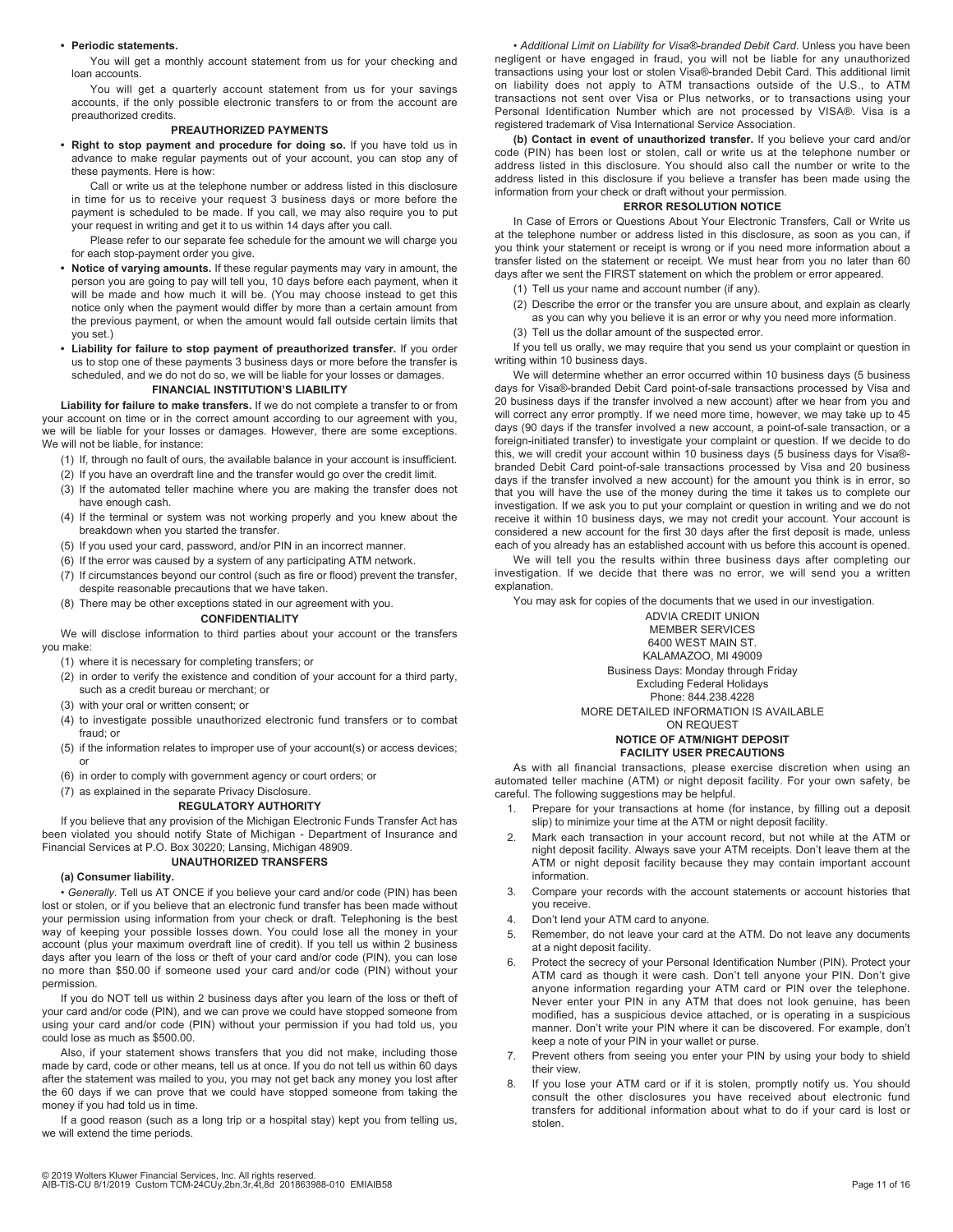- **Periodic statements.**

  You will get a monthly account statement from us for your checking and loan accounts.

  You will get a quarterly account statement from us for your savings accounts, if the only possible electronic transfers to or from the account are preauthorized credits.

**PREAUTHORIZED PAYMENTS**

- **Right to stop payment and procedure for doing so.** If you have told us in advance to make regular payments out of your account, you can stop any of these payments. Here is how:

  Call or write us at the telephone number or address listed in this disclosure in time for us to receive your request 3 business days or more before the payment is scheduled to be made. If you call, we may also require you to put your request in writing and get it to us within 14 days after you call.

  Please refer to our separate fee schedule for the amount we will charge you for each stop-payment order you give.

- **Notice of varying amounts.** If these regular payments may vary in amount, the person you are going to pay will tell you, 10 days before each payment, when it will be made and how much it will be. (You may choose instead to get this notice only when the payment would differ by more than a certain amount from the previous payment, or when the amount would fall outside certain limits that you set.)
- **Liability for failure to stop payment of preauthorized transfer.** If you order us to stop one of these payments 3 business days or more before the transfer is scheduled, and we do not do so, we will be liable for your losses or damages.

**FINANCIAL INSTITUTION'S LIABILITY**

**Liability for failure to make transfers.** If we do not complete a transfer to or from your account on time or in the correct amount according to our agreement with you, we will be liable for your losses or damages. However, there are some exceptions. We will not be liable, for instance:

(1) If, through no fault of ours, the available balance in your account is insufficient.
(2) If you have an overdraft line and the transfer would go over the credit limit.
(3) If the automated teller machine where you are making the transfer does not have enough cash.
(4) If the terminal or system was not working properly and you knew about the breakdown when you started the transfer.
(5) If you used your card, password, and/or PIN in an incorrect manner.
(6) If the error was caused by a system of any participating ATM network.
(7) If circumstances beyond our control (such as fire or flood) prevent the transfer, despite reasonable precautions that we have taken.
(8) There may be other exceptions stated in our agreement with you.

**CONFIDENTIALITY**

We will disclose information to third parties about your account or the transfers you make:

(1) where it is necessary for completing transfers; or
(2) in order to verify the existence and condition of your account for a third party, such as a credit bureau or merchant; or
(3) with your oral or written consent; or
(4) to investigate possible unauthorized electronic fund transfers or to combat fraud; or
(5) if the information relates to improper use of your account(s) or access devices; or
(6) in order to comply with government agency or court orders; or
(7) as explained in the separate Privacy Disclosure.

**REGULATORY AUTHORITY**

If you believe that any provision of the Michigan Electronic Funds Transfer Act has been violated you should notify State of Michigan - Department of Insurance and Financial Services at P.O. Box 30220; Lansing, Michigan 48909.

**UNAUTHORIZED TRANSFERS**

**(a) Consumer liability.**

• *Generally*. Tell us AT ONCE if you believe your card and/or code (PIN) has been lost or stolen, or if you believe that an electronic fund transfer has been made without your permission using information from your check or draft. Telephoning is the best way of keeping your possible losses down. You could lose all the money in your account (plus your maximum overdraft line of credit). If you tell us within 2 business days after you learn of the loss or theft of your card and/or code (PIN), you can lose no more than $50.00 if someone used your card and/or code (PIN) without your permission.

If you do NOT tell us within 2 business days after you learn of the loss or theft of your card and/or code (PIN), and we can prove we could have stopped someone from using your card and/or code (PIN) without your permission if you had told us, you could lose as much as $500.00.

Also, if your statement shows transfers that you did not make, including those made by card, code or other means, tell us at once. If you do not tell us within 60 days after the statement was mailed to you, you may not get back any money you lost after the 60 days if we can prove that we could have stopped someone from taking the money if you had told us in time.

If a good reason (such as a long trip or a hospital stay) kept you from telling us, we will extend the time periods.

• *Additional Limit on Liability for Visa®-branded Debit Card*. Unless you have been negligent or have engaged in fraud, you will not be liable for any unauthorized transactions using your lost or stolen Visa®-branded Debit Card. This additional limit on liability does not apply to ATM transactions outside of the U.S., to ATM transactions not sent over Visa or Plus networks, or to transactions using your Personal Identification Number which are not processed by VISA®. Visa is a registered trademark of Visa International Service Association.

**(b) Contact in event of unauthorized transfer.** If you believe your card and/or code (PIN) has been lost or stolen, call or write us at the telephone number or address listed in this disclosure. You should also call the number or write to the address listed in this disclosure if you believe a transfer has been made using the information from your check or draft without your permission.

**ERROR RESOLUTION NOTICE**

In Case of Errors or Questions About Your Electronic Transfers, Call or Write us at the telephone number or address listed in this disclosure, as soon as you can, if you think your statement or receipt is wrong or if you need more information about a transfer listed on the statement or receipt. We must hear from you no later than 60 days after we sent the FIRST statement on which the problem or error appeared.

(1) Tell us your name and account number (if any).
(2) Describe the error or the transfer you are unsure about, and explain as clearly as you can why you believe it is an error or why you need more information.
(3) Tell us the dollar amount of the suspected error.

If you tell us orally, we may require that you send us your complaint or question in writing within 10 business days.

We will determine whether an error occurred within 10 business days (5 business days for Visa®-branded Debit Card point-of-sale transactions processed by Visa and 20 business days if the transfer involved a new account) after we hear from you and will correct any error promptly. If we need more time, however, we may take up to 45 days (90 days if the transfer involved a new account, a point-of-sale transaction, or a foreign-initiated transfer) to investigate your complaint or question. If we decide to do this, we will credit your account within 10 business days (5 business days for Visa®-branded Debit Card point-of-sale transactions processed by Visa and 20 business days if the transfer involved a new account) for the amount you think is in error, so that you will have the use of the money during the time it takes us to complete our investigation. If we ask you to put your complaint or question in writing and we do not receive it within 10 business days, we may not credit your account. Your account is considered a new account for the first 30 days after the first deposit is made, unless each of you already has an established account with us before this account is opened.

We will tell you the results within three business days after completing our investigation. If we decide that there was no error, we will send you a written explanation.

You may ask for copies of the documents that we used in our investigation.

ADVIA CREDIT UNION
MEMBER SERVICES
6400 WEST MAIN ST.
KALAMAZOO, MI 49009
Business Days: Monday through Friday
Excluding Federal Holidays
Phone: 844.238.4228
MORE DETAILED INFORMATION IS AVAILABLE ON REQUEST

**NOTICE OF ATM/NIGHT DEPOSIT FACILITY USER PRECAUTIONS**

As with all financial transactions, please exercise discretion when using an automated teller machine (ATM) or night deposit facility. For your own safety, be careful. The following suggestions may be helpful.

1. Prepare for your transactions at home (for instance, by filling out a deposit slip) to minimize your time at the ATM or night deposit facility.
2. Mark each transaction in your account record, but not while at the ATM or night deposit facility. Always save your ATM receipts. Don't leave them at the ATM or night deposit facility because they may contain important account information.
3. Compare your records with the account statements or account histories that you receive.
4. Don't lend your ATM card to anyone.
5. Remember, do not leave your card at the ATM. Do not leave any documents at a night deposit facility.
6. Protect the secrecy of your Personal Identification Number (PIN). Protect your ATM card as though it were cash. Don't tell anyone your PIN. Don't give anyone information regarding your ATM card or PIN over the telephone. Never enter your PIN in any ATM that does not look genuine, has been modified, has a suspicious device attached, or is operating in a suspicious manner. Don't write your PIN where it can be discovered. For example, don't keep a note of your PIN in your wallet or purse.
7. Prevent others from seeing you enter your PIN by using your body to shield their view.
8. If you lose your ATM card or if it is stolen, promptly notify us. You should consult the other disclosures you have received about electronic fund transfers for additional information about what to do if your card is lost or stolen.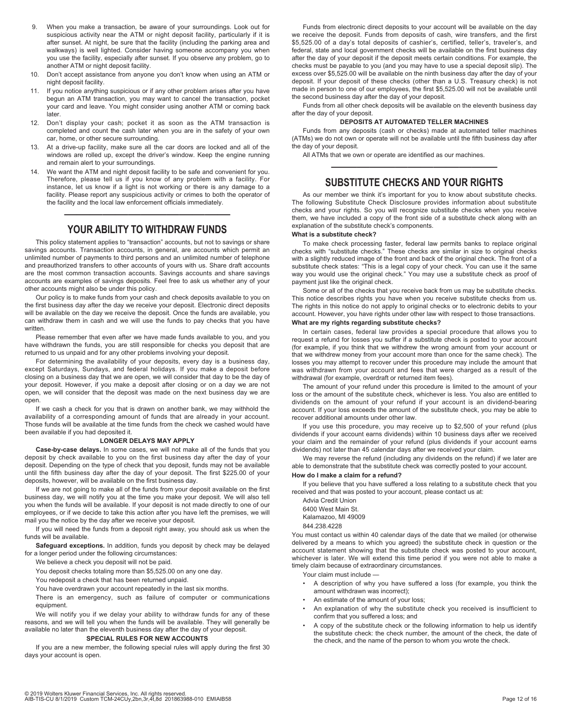9. When you make a transaction, be aware of your surroundings. Look out for suspicious activity near the ATM or night deposit facility, particularly if it is after sunset. At night, be sure that the facility (including the parking area and walkways) is well lighted. Consider having someone accompany you when you use the facility, especially after sunset. If you observe any problem, go to another ATM or night deposit facility.
10. Don't accept assistance from anyone you don't know when using an ATM or night deposit facility.
11. If you notice anything suspicious or if any other problem arises after you have begun an ATM transaction, you may want to cancel the transaction, pocket your card and leave. You might consider using another ATM or coming back later.
12. Don't display your cash; pocket it as soon as the ATM transaction is completed and count the cash later when you are in the safety of your own car, home, or other secure surrounding.
13. At a drive-up facility, make sure all the car doors are locked and all of the windows are rolled up, except the driver's window. Keep the engine running and remain alert to your surroundings.
14. We want the ATM and night deposit facility to be safe and convenient for you. Therefore, please tell us if you know of any problem with a facility. For instance, let us know if a light is not working or there is any damage to a facility. Please report any suspicious activity or crimes to both the operator of the facility and the local law enforcement officials immediately.

## YOUR ABILITY TO WITHDRAW FUNDS

This policy statement applies to "transaction" accounts, but not to savings or share savings accounts. Transaction accounts, in general, are accounts which permit an unlimited number of payments to third persons and an unlimited number of telephone and preauthorized transfers to other accounts of yours with us. Share draft accounts are the most common transaction accounts. Savings accounts and share savings accounts are examples of savings deposits. Feel free to ask us whether any of your other accounts might also be under this policy.

Our policy is to make funds from your cash and check deposits available to you on the first business day after the day we receive your deposit. Electronic direct deposits will be available on the day we receive the deposit. Once the funds are available, you can withdraw them in cash and we will use the funds to pay checks that you have written.

Please remember that even after we have made funds available to you, and you have withdrawn the funds, you are still responsible for checks you deposit that are returned to us unpaid and for any other problems involving your deposit.

For determining the availability of your deposits, every day is a business day, except Saturdays, Sundays, and federal holidays. If you make a deposit before closing on a business day that we are open, we will consider that day to be the day of your deposit. However, if you make a deposit after closing or on a day we are not open, we will consider that the deposit was made on the next business day we are open.

If we cash a check for you that is drawn on another bank, we may withhold the availability of a corresponding amount of funds that are already in your account. Those funds will be available at the time funds from the check we cashed would have been available if you had deposited it.

### LONGER DELAYS MAY APPLY

**Case-by-case delays.** In some cases, we will not make all of the funds that you deposit by check available to you on the first business day after the day of your deposit. Depending on the type of check that you deposit, funds may not be available until the fifth business day after the day of your deposit. The first $225.00 of your deposits, however, will be available on the first business day.

If we are not going to make all of the funds from your deposit available on the first business day, we will notify you at the time you make your deposit. We will also tell you when the funds will be available. If your deposit is not made directly to one of our employees, or if we decide to take this action after you have left the premises, we will mail you the notice by the day after we receive your deposit.

If you will need the funds from a deposit right away, you should ask us when the funds will be available.

**Safeguard exceptions.** In addition, funds you deposit by check may be delayed for a longer period under the following circumstances:

We believe a check you deposit will not be paid.

You deposit checks totaling more than $5,525.00 on any one day.

You redeposit a check that has been returned unpaid.

You have overdrawn your account repeatedly in the last six months.

There is an emergency, such as failure of computer or communications equipment.

We will notify you if we delay your ability to withdraw funds for any of these reasons, and we will tell you when the funds will be available. They will generally be available no later than the eleventh business day after the day of your deposit.

### SPECIAL RULES FOR NEW ACCOUNTS

If you are a new member, the following special rules will apply during the first 30 days your account is open.

Funds from electronic direct deposits to your account will be available on the day we receive the deposit. Funds from deposits of cash, wire transfers, and the first $5,525.00 of a day's total deposits of cashier's, certified, teller's, traveler's, and federal, state and local government checks will be available on the first business day after the day of your deposit if the deposit meets certain conditions. For example, the checks must be payable to you (and you may have to use a special deposit slip). The excess over $5,525.00 will be available on the ninth business day after the day of your deposit. If your deposit of these checks (other than a U.S. Treasury check) is not made in person to one of our employees, the first $5,525.00 will not be available until the second business day after the day of your deposit.

Funds from all other check deposits will be available on the eleventh business day after the day of your deposit.

### DEPOSITS AT AUTOMATED TELLER MACHINES

Funds from any deposits (cash or checks) made at automated teller machines (ATMs) we do not own or operate will not be available until the fifth business day after the day of your deposit.

All ATMs that we own or operate are identified as our machines.

## SUBSTITUTE CHECKS AND YOUR RIGHTS

As our member we think it's important for you to know about substitute checks. The following Substitute Check Disclosure provides information about substitute checks and your rights. So you will recognize substitute checks when you receive them, we have included a copy of the front side of a substitute check along with an explanation of the substitute check's components.

**What is a substitute check?**

To make check processing faster, federal law permits banks to replace original checks with "substitute checks." These checks are similar in size to original checks with a slightly reduced image of the front and back of the original check. The front of a substitute check states: "This is a legal copy of your check. You can use it the same way you would use the original check." You may use a substitute check as proof of payment just like the original check.

Some or all of the checks that you receive back from us may be substitute checks. This notice describes rights you have when you receive substitute checks from us. The rights in this notice do not apply to original checks or to electronic debits to your account. However, you have rights under other law with respect to those transactions.

**What are my rights regarding substitute checks?**

In certain cases, federal law provides a special procedure that allows you to request a refund for losses you suffer if a substitute check is posted to your account (for example, if you think that we withdrew the wrong amount from your account or that we withdrew money from your account more than once for the same check). The losses you may attempt to recover under this procedure may include the amount that was withdrawn from your account and fees that were charged as a result of the withdrawal (for example, overdraft or returned item fees).

The amount of your refund under this procedure is limited to the amount of your loss or the amount of the substitute check, whichever is less. You also are entitled to dividends on the amount of your refund if your account is an dividend-bearing account. If your loss exceeds the amount of the substitute check, you may be able to recover additional amounts under other law.

If you use this procedure, you may receive up to $2,500 of your refund (plus dividends if your account earns dividends) within 10 business days after we received your claim and the remainder of your refund (plus dividends if your account earns dividends) not later than 45 calendar days after we received your claim.

We may reverse the refund (including any dividends on the refund) if we later are able to demonstrate that the substitute check was correctly posted to your account.

**How do I make a claim for a refund?**

If you believe that you have suffered a loss relating to a substitute check that you received and that was posted to your account, please contact us at:

Advia Credit Union
6400 West Main St.
Kalamazoo, MI 49009
844.238.4228

You must contact us within 40 calendar days of the date that we mailed (or otherwise delivered by a means to which you agreed) the substitute check in question or the account statement showing that the substitute check was posted to your account, whichever is later. We will extend this time period if you were not able to make a timely claim because of extraordinary circumstances.

Your claim must include —

- A description of why you have suffered a loss (for example, you think the amount withdrawn was incorrect);
- An estimate of the amount of your loss;
- An explanation of why the substitute check you received is insufficient to confirm that you suffered a loss; and
- A copy of the substitute check or the following information to help us identify the substitute check: the check number, the amount of the check, the date of the check, and the name of the person to whom you wrote the check.

© 2019 Wolters Kluwer Financial Services, Inc. All rights reserved.
AIB-TIS-CU 8/1/2019 Custom TCM-24CUy,2bn,3r,4t,8d 201863988-010 EMIAIB58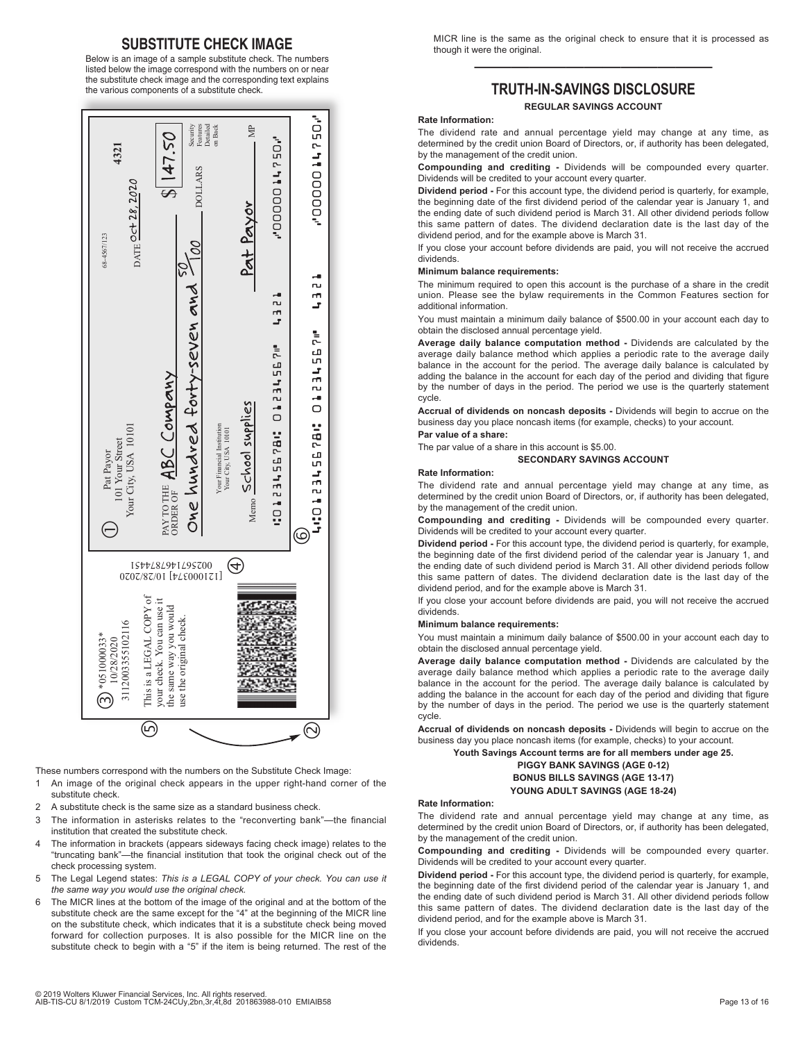## SUBSTITUTE CHECK IMAGE

Below is an image of a sample substitute check. The numbers listed below the image correspond with the numbers on or near the substitute check image and the corresponding text explains the various components of a substitute check.

These numbers correspond with the numbers on the Substitute Check Image:

1. An image of the original check appears in the upper right-hand corner of the substitute check.
2. A substitute check is the same size as a standard business check.
3. The information in asterisks relates to the "reconverting bank"—the financial institution that created the substitute check.
4. The information in brackets (appears sideways facing check image) relates to the "truncating bank"—the financial institution that took the original check out of the check processing system.
5. The Legal Legend states: *This is a LEGAL COPY of your check. You can use it the same way you would use the original check.*
6. The MICR lines at the bottom of the image of the original and at the bottom of the substitute check are the same except for the "4" at the beginning of the MICR line on the substitute check, which indicates that it is a substitute check being moved forward for collection purposes. It is also possible for the MICR line on the substitute check to begin with a "5" if the item is being returned. The rest of the MICR line is the same as the original check to ensure that it is processed as though it were the original.

---

## TRUTH-IN-SAVINGS DISCLOSURE

### REGULAR SAVINGS ACCOUNT

**Rate Information:**

The dividend rate and annual percentage yield may change at any time, as determined by the credit union Board of Directors, or, if authority has been delegated, by the management of the credit union.

**Compounding and crediting -** Dividends will be compounded every quarter. Dividends will be credited to your account every quarter.

**Dividend period -** For this account type, the dividend period is quarterly, for example, the beginning date of the first dividend period of the calendar year is January 1, and the ending date of such dividend period is March 31. All other dividend periods follow this same pattern of dates. The dividend declaration date is the last day of the dividend period, and for the example above is March 31.

If you close your account before dividends are paid, you will not receive the accrued dividends.

**Minimum balance requirements:**

The minimum required to open this account is the purchase of a share in the credit union. Please see the bylaw requirements in the Common Features section for additional information.

You must maintain a minimum daily balance of $500.00 in your account each day to obtain the disclosed annual percentage yield.

**Average daily balance computation method -** Dividends are calculated by the average daily balance method which applies a periodic rate to the average daily balance in the account for the period. The average daily balance is calculated by adding the balance in the account for each day of the period and dividing that figure by the number of days in the period. The period we use is the quarterly statement cycle.

**Accrual of dividends on noncash deposits -** Dividends will begin to accrue on the business day you place noncash items (for example, checks) to your account.

**Par value of a share:**

The par value of a share in this account is $5.00.

### SECONDARY SAVINGS ACCOUNT

**Rate Information:**

The dividend rate and annual percentage yield may change at any time, as determined by the credit union Board of Directors, or, if authority has been delegated, by the management of the credit union.

**Compounding and crediting -** Dividends will be compounded every quarter. Dividends will be credited to your account every quarter.

**Dividend period -** For this account type, the dividend period is quarterly, for example, the beginning date of the first dividend period of the calendar year is January 1, and the ending date of such dividend period is March 31. All other dividend periods follow this same pattern of dates. The dividend declaration date is the last day of the dividend period, and for the example above is March 31.

If you close your account before dividends are paid, you will not receive the accrued dividends.

**Minimum balance requirements:**

You must maintain a minimum daily balance of $500.00 in your account each day to obtain the disclosed annual percentage yield.

**Average daily balance computation method -** Dividends are calculated by the average daily balance method which applies a periodic rate to the average daily balance in the account for the period. The average daily balance is calculated by adding the balance in the account for each day of the period and dividing that figure by the number of days in the period. The period we use is the quarterly statement cycle.

**Accrual of dividends on noncash deposits -** Dividends will begin to accrue on the business day you place noncash items (for example, checks) to your account.

**Youth Savings Account terms are for all members under age 25.**

**PIGGY BANK SAVINGS (AGE 0-12)**
**BONUS BILLS SAVINGS (AGE 13-17)**
**YOUNG ADULT SAVINGS (AGE 18-24)**

**Rate Information:**

The dividend rate and annual percentage yield may change at any time, as determined by the credit union Board of Directors, or, if authority has been delegated, by the management of the credit union.

**Compounding and crediting -** Dividends will be compounded every quarter. Dividends will be credited to your account every quarter.

**Dividend period -** For this account type, the dividend period is quarterly, for example, the beginning date of the first dividend period of the calendar year is January 1, and the ending date of such dividend period is March 31. All other dividend periods follow this same pattern of dates. The dividend declaration date is the last day of the dividend period, and for the example above is March 31.

If you close your account before dividends are paid, you will not receive the accrued dividends.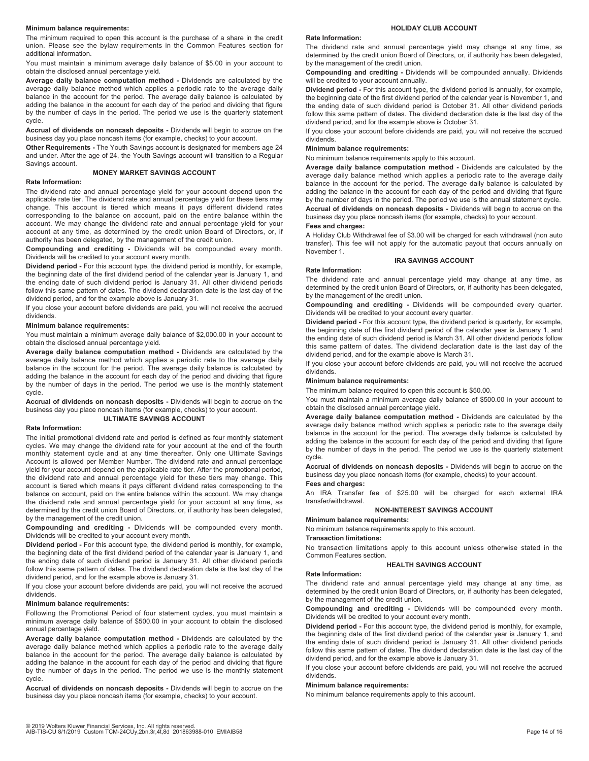**Minimum balance requirements:**

The minimum required to open this account is the purchase of a share in the credit union. Please see the bylaw requirements in the Common Features section for additional information.

You must maintain a minimum average daily balance of $5.00 in your account to obtain the disclosed annual percentage yield.

**Average daily balance computation method -** Dividends are calculated by the average daily balance method which applies a periodic rate to the average daily balance in the account for the period. The average daily balance is calculated by adding the balance in the account for each day of the period and dividing that figure by the number of days in the period. The period we use is the quarterly statement cycle.

**Accrual of dividends on noncash deposits -** Dividends will begin to accrue on the business day you place noncash items (for example, checks) to your account.

**Other Requirements -** The Youth Savings account is designated for members age 24 and under. After the age of 24, the Youth Savings account will transition to a Regular Savings account.

## MONEY MARKET SAVINGS ACCOUNT

**Rate Information:**

The dividend rate and annual percentage yield for your account depend upon the applicable rate tier. The dividend rate and annual percentage yield for these tiers may change. This account is tiered which means it pays different dividend rates corresponding to the balance on account, paid on the entire balance within the account. We may change the dividend rate and annual percentage yield for your account at any time, as determined by the credit union Board of Directors, or, if authority has been delegated, by the management of the credit union.

**Compounding and crediting -** Dividends will be compounded every month. Dividends will be credited to your account every month.

**Dividend period -** For this account type, the dividend period is monthly, for example, the beginning date of the first dividend period of the calendar year is January 1, and the ending date of such dividend period is January 31. All other dividend periods follow this same pattern of dates. The dividend declaration date is the last day of the dividend period, and for the example above is January 31.

If you close your account before dividends are paid, you will not receive the accrued dividends.

**Minimum balance requirements:**

You must maintain a minimum average daily balance of $2,000.00 in your account to obtain the disclosed annual percentage yield.

**Average daily balance computation method -** Dividends are calculated by the average daily balance method which applies a periodic rate to the average daily balance in the account for the period. The average daily balance is calculated by adding the balance in the account for each day of the period and dividing that figure by the number of days in the period. The period we use is the monthly statement cycle.

**Accrual of dividends on noncash deposits -** Dividends will begin to accrue on the business day you place noncash items (for example, checks) to your account.

## ULTIMATE SAVINGS ACCOUNT

**Rate Information:**

The initial promotional dividend rate and period is defined as four monthly statement cycles. We may change the dividend rate for your account at the end of the fourth monthly statement cycle and at any time thereafter. Only one Ultimate Savings Account is allowed per Member Number. The dividend rate and annual percentage yield for your account depend on the applicable rate tier. After the promotional period, the dividend rate and annual percentage yield for these tiers may change. This account is tiered which means it pays different dividend rates corresponding to the balance on account, paid on the entire balance within the account. We may change the dividend rate and annual percentage yield for your account at any time, as determined by the credit union Board of Directors, or, if authority has been delegated, by the management of the credit union.

**Compounding and crediting -** Dividends will be compounded every month. Dividends will be credited to your account every month.

**Dividend period -** For this account type, the dividend period is monthly, for example, the beginning date of the first dividend period of the calendar year is January 1, and the ending date of such dividend period is January 31. All other dividend periods follow this same pattern of dates. The dividend declaration date is the last day of the dividend period, and for the example above is January 31.

If you close your account before dividends are paid, you will not receive the accrued dividends.

**Minimum balance requirements:**

Following the Promotional Period of four statement cycles, you must maintain a minimum average daily balance of $500.00 in your account to obtain the disclosed annual percentage yield.

**Average daily balance computation method -** Dividends are calculated by the average daily balance method which applies a periodic rate to the average daily balance in the account for the period. The average daily balance is calculated by adding the balance in the account for each day of the period and dividing that figure by the number of days in the period. The period we use is the monthly statement cycle.

**Accrual of dividends on noncash deposits -** Dividends will begin to accrue on the business day you place noncash items (for example, checks) to your account.

## HOLIDAY CLUB ACCOUNT

**Rate Information:**

The dividend rate and annual percentage yield may change at any time, as determined by the credit union Board of Directors, or, if authority has been delegated, by the management of the credit union.

**Compounding and crediting -** Dividends will be compounded annually. Dividends will be credited to your account annually.

**Dividend period -** For this account type, the dividend period is annually, for example, the beginning date of the first dividend period of the calendar year is November 1, and the ending date of such dividend period is October 31. All other dividend periods follow this same pattern of dates. The dividend declaration date is the last day of the dividend period, and for the example above is October 31.

If you close your account before dividends are paid, you will not receive the accrued dividends.

**Minimum balance requirements:**

No minimum balance requirements apply to this account.

**Average daily balance computation method -** Dividends are calculated by the average daily balance method which applies a periodic rate to the average daily balance in the account for the period. The average daily balance is calculated by adding the balance in the account for each day of the period and dividing that figure by the number of days in the period. The period we use is the annual statement cycle.

**Accrual of dividends on noncash deposits -** Dividends will begin to accrue on the business day you place noncash items (for example, checks) to your account.

**Fees and charges:**

A Holiday Club Withdrawal fee of $3.00 will be charged for each withdrawal (non auto transfer). This fee will not apply for the automatic payout that occurs annually on November 1.

## IRA SAVINGS ACCOUNT

**Rate Information:**

The dividend rate and annual percentage yield may change at any time, as determined by the credit union Board of Directors, or, if authority has been delegated, by the management of the credit union.

**Compounding and crediting -** Dividends will be compounded every quarter. Dividends will be credited to your account every quarter.

**Dividend period -** For this account type, the dividend period is quarterly, for example, the beginning date of the first dividend period of the calendar year is January 1, and the ending date of such dividend period is March 31. All other dividend periods follow this same pattern of dates. The dividend declaration date is the last day of the dividend period, and for the example above is March 31.

If you close your account before dividends are paid, you will not receive the accrued dividends.

**Minimum balance requirements:**

The minimum balance required to open this account is $50.00.

You must maintain a minimum average daily balance of $500.00 in your account to obtain the disclosed annual percentage yield.

**Average daily balance computation method -** Dividends are calculated by the average daily balance method which applies a periodic rate to the average daily balance in the account for the period. The average daily balance is calculated by adding the balance in the account for each day of the period and dividing that figure by the number of days in the period. The period we use is the quarterly statement cycle.

**Accrual of dividends on noncash deposits -** Dividends will begin to accrue on the business day you place noncash items (for example, checks) to your account.

**Fees and charges:**

An IRA Transfer fee of $25.00 will be charged for each external IRA transfer/withdrawal.

## NON-INTEREST SAVINGS ACCOUNT

**Minimum balance requirements:**

No minimum balance requirements apply to this account.

**Transaction limitations:**

No transaction limitations apply to this account unless otherwise stated in the Common Features section.

## HEALTH SAVINGS ACCOUNT

**Rate Information:**

The dividend rate and annual percentage yield may change at any time, as determined by the credit union Board of Directors, or, if authority has been delegated, by the management of the credit union.

**Compounding and crediting -** Dividends will be compounded every month. Dividends will be credited to your account every month.

**Dividend period -** For this account type, the dividend period is monthly, for example, the beginning date of the first dividend period of the calendar year is January 1, and the ending date of such dividend period is January 31. All other dividend periods follow this same pattern of dates. The dividend declaration date is the last day of the dividend period, and for the example above is January 31.

If you close your account before dividends are paid, you will not receive the accrued dividends.

**Minimum balance requirements:**

No minimum balance requirements apply to this account.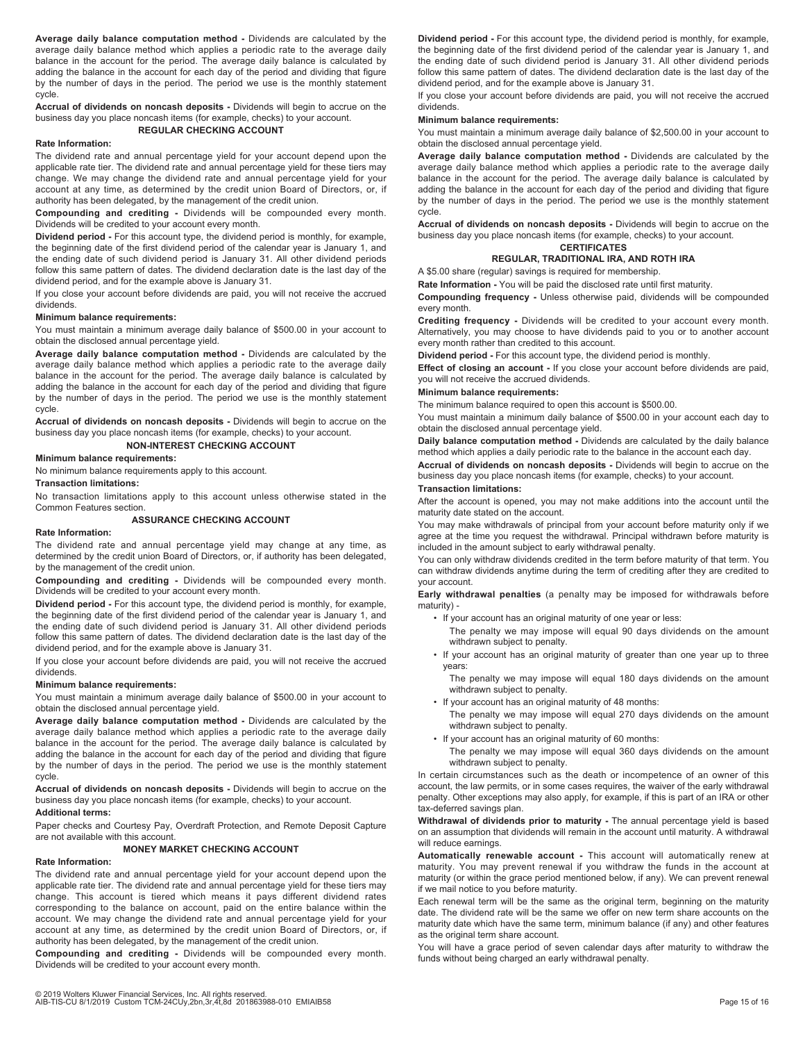**Average daily balance computation method -** Dividends are calculated by the average daily balance method which applies a periodic rate to the average daily balance in the account for the period. The average daily balance is calculated by adding the balance in the account for each day of the period and dividing that figure by the number of days in the period. The period we use is the monthly statement cycle.

**Accrual of dividends on noncash deposits -** Dividends will begin to accrue on the business day you place noncash items (for example, checks) to your account.

### REGULAR CHECKING ACCOUNT

**Rate Information:**

The dividend rate and annual percentage yield for your account depend upon the applicable rate tier. The dividend rate and annual percentage yield for these tiers may change. We may change the dividend rate and annual percentage yield for your account at any time, as determined by the credit union Board of Directors, or, if authority has been delegated, by the management of the credit union.

**Compounding and crediting -** Dividends will be compounded every month. Dividends will be credited to your account every month.

**Dividend period -** For this account type, the dividend period is monthly, for example, the beginning date of the first dividend period of the calendar year is January 1, and the ending date of such dividend period is January 31. All other dividend periods follow this same pattern of dates. The dividend declaration date is the last day of the dividend period, and for the example above is January 31.

If you close your account before dividends are paid, you will not receive the accrued dividends.

**Minimum balance requirements:**

You must maintain a minimum average daily balance of $500.00 in your account to obtain the disclosed annual percentage yield.

**Average daily balance computation method -** Dividends are calculated by the average daily balance method which applies a periodic rate to the average daily balance in the account for the period. The average daily balance is calculated by adding the balance in the account for each day of the period and dividing that figure by the number of days in the period. The period we use is the monthly statement cycle.

**Accrual of dividends on noncash deposits -** Dividends will begin to accrue on the business day you place noncash items (for example, checks) to your account.

### NON-INTEREST CHECKING ACCOUNT

**Minimum balance requirements:**

No minimum balance requirements apply to this account.

**Transaction limitations:**

No transaction limitations apply to this account unless otherwise stated in the Common Features section.

### ASSURANCE CHECKING ACCOUNT

**Rate Information:**

The dividend rate and annual percentage yield may change at any time, as determined by the credit union Board of Directors, or, if authority has been delegated, by the management of the credit union.

**Compounding and crediting -** Dividends will be compounded every month. Dividends will be credited to your account every month.

**Dividend period -** For this account type, the dividend period is monthly, for example, the beginning date of the first dividend period of the calendar year is January 1, and the ending date of such dividend period is January 31. All other dividend periods follow this same pattern of dates. The dividend declaration date is the last day of the dividend period, and for the example above is January 31.

If you close your account before dividends are paid, you will not receive the accrued dividends.

**Minimum balance requirements:**

You must maintain a minimum average daily balance of $500.00 in your account to obtain the disclosed annual percentage yield.

**Average daily balance computation method -** Dividends are calculated by the average daily balance method which applies a periodic rate to the average daily balance in the account for the period. The average daily balance is calculated by adding the balance in the account for each day of the period and dividing that figure by the number of days in the period. The period we use is the monthly statement cycle.

**Accrual of dividends on noncash deposits -** Dividends will begin to accrue on the business day you place noncash items (for example, checks) to your account.

**Additional terms:**

Paper checks and Courtesy Pay, Overdraft Protection, and Remote Deposit Capture are not available with this account.

### MONEY MARKET CHECKING ACCOUNT

**Rate Information:**

The dividend rate and annual percentage yield for your account depend upon the applicable rate tier. The dividend rate and annual percentage yield for these tiers may change. This account is tiered which means it pays different dividend rates corresponding to the balance on account, paid on the entire balance within the account. We may change the dividend rate and annual percentage yield for your account at any time, as determined by the credit union Board of Directors, or, if authority has been delegated, by the management of the credit union.

**Compounding and crediting -** Dividends will be compounded every month. Dividends will be credited to your account every month.

**Dividend period -** For this account type, the dividend period is monthly, for example, the beginning date of the first dividend period of the calendar year is January 1, and the ending date of such dividend period is January 31. All other dividend periods follow this same pattern of dates. The dividend declaration date is the last day of the dividend period, and for the example above is January 31.

If you close your account before dividends are paid, you will not receive the accrued dividends.

**Minimum balance requirements:**

You must maintain a minimum average daily balance of $2,500.00 in your account to obtain the disclosed annual percentage yield.

**Average daily balance computation method -** Dividends are calculated by the average daily balance method which applies a periodic rate to the average daily balance in the account for the period. The average daily balance is calculated by adding the balance in the account for each day of the period and dividing that figure by the number of days in the period. The period we use is the monthly statement cycle.

**Accrual of dividends on noncash deposits -** Dividends will begin to accrue on the business day you place noncash items (for example, checks) to your account.

### CERTIFICATES
### REGULAR, TRADITIONAL IRA, AND ROTH IRA

A $5.00 share (regular) savings is required for membership.

**Rate Information -** You will be paid the disclosed rate until first maturity.

**Compounding frequency -** Unless otherwise paid, dividends will be compounded every month.

**Crediting frequency -** Dividends will be credited to your account every month. Alternatively, you may choose to have dividends paid to you or to another account every month rather than credited to this account.

**Dividend period -** For this account type, the dividend period is monthly.

**Effect of closing an account -** If you close your account before dividends are paid, you will not receive the accrued dividends.

**Minimum balance requirements:**

The minimum balance required to open this account is $500.00.

You must maintain a minimum daily balance of $500.00 in your account each day to obtain the disclosed annual percentage yield.

**Daily balance computation method -** Dividends are calculated by the daily balance method which applies a daily periodic rate to the balance in the account each day.

**Accrual of dividends on noncash deposits -** Dividends will begin to accrue on the business day you place noncash items (for example, checks) to your account.

**Transaction limitations:**

After the account is opened, you may not make additions into the account until the maturity date stated on the account.

You may make withdrawals of principal from your account before maturity only if we agree at the time you request the withdrawal. Principal withdrawn before maturity is included in the amount subject to early withdrawal penalty.

You can only withdraw dividends credited in the term before maturity of that term. You can withdraw dividends anytime during the term of crediting after they are credited to your account.

**Early withdrawal penalties** (a penalty may be imposed for withdrawals before maturity) -

- If your account has an original maturity of one year or less:
  The penalty we may impose will equal 90 days dividends on the amount withdrawn subject to penalty.
- If your account has an original maturity of greater than one year up to three years:
  The penalty we may impose will equal 180 days dividends on the amount withdrawn subject to penalty.
- If your account has an original maturity of 48 months:
  The penalty we may impose will equal 270 days dividends on the amount withdrawn subject to penalty.
- If your account has an original maturity of 60 months:
  The penalty we may impose will equal 360 days dividends on the amount withdrawn subject to penalty.

In certain circumstances such as the death or incompetence of an owner of this account, the law permits, or in some cases requires, the waiver of the early withdrawal penalty. Other exceptions may also apply, for example, if this is part of an IRA or other tax-deferred savings plan.

**Withdrawal of dividends prior to maturity -** The annual percentage yield is based on an assumption that dividends will remain in the account until maturity. A withdrawal will reduce earnings.

**Automatically renewable account -** This account will automatically renew at maturity. You may prevent renewal if you withdraw the funds in the account at maturity (or within the grace period mentioned below, if any). We can prevent renewal if we mail notice to you before maturity.

Each renewal term will be the same as the original term, beginning on the maturity date. The dividend rate will be the same we offer on new term share accounts on the maturity date which have the same term, minimum balance (if any) and other features as the original term share account.

You will have a grace period of seven calendar days after maturity to withdraw the funds without being charged an early withdrawal penalty.

© 2019 Wolters Kluwer Financial Services, Inc. All rights reserved.
AIB-TIS-CU 8/1/2019 Custom TCM-24CUy,2bn,3r,4t,8d 201863988-010 EMIAIB58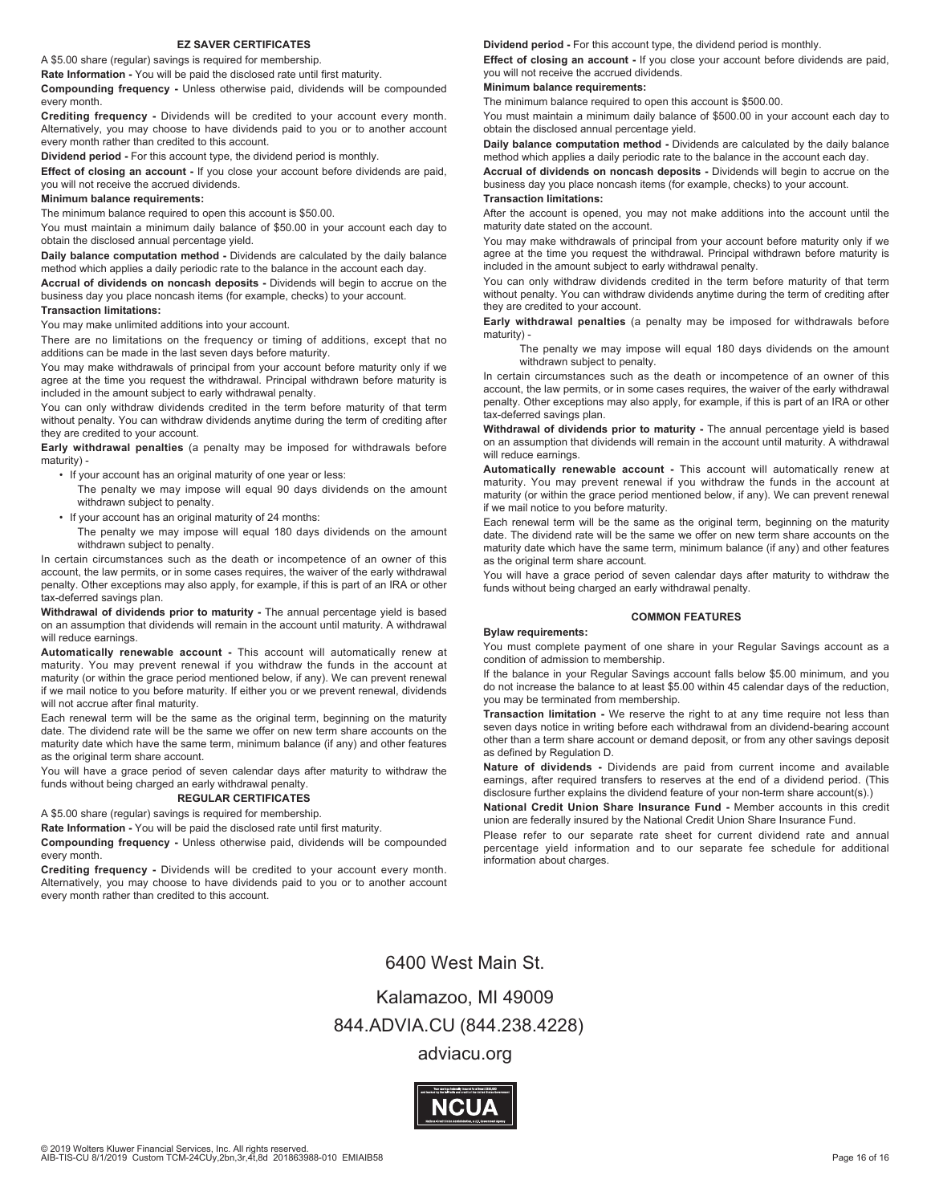## EZ SAVER CERTIFICATES

A $5.00 share (regular) savings is required for membership.

**Rate Information -** You will be paid the disclosed rate until first maturity.

**Compounding frequency -** Unless otherwise paid, dividends will be compounded every month.

**Crediting frequency -** Dividends will be credited to your account every month. Alternatively, you may choose to have dividends paid to you or to another account every month rather than credited to this account.

**Dividend period -** For this account type, the dividend period is monthly.

**Effect of closing an account -** If you close your account before dividends are paid, you will not receive the accrued dividends.

**Minimum balance requirements:**

The minimum balance required to open this account is $50.00.

You must maintain a minimum daily balance of $50.00 in your account each day to obtain the disclosed annual percentage yield.

**Daily balance computation method -** Dividends are calculated by the daily balance method which applies a daily periodic rate to the balance in the account each day.

**Accrual of dividends on noncash deposits -** Dividends will begin to accrue on the business day you place noncash items (for example, checks) to your account.

**Transaction limitations:**

You may make unlimited additions into your account.

There are no limitations on the frequency or timing of additions, except that no additions can be made in the last seven days before maturity.

You may make withdrawals of principal from your account before maturity only if we agree at the time you request the withdrawal. Principal withdrawn before maturity is included in the amount subject to early withdrawal penalty.

You can only withdraw dividends credited in the term before maturity of that term without penalty. You can withdraw dividends anytime during the term of crediting after they are credited to your account.

**Early withdrawal penalties** (a penalty may be imposed for withdrawals before maturity) -

- If your account has an original maturity of one year or less:
  The penalty we may impose will equal 90 days dividends on the amount withdrawn subject to penalty.
- If your account has an original maturity of 24 months:
  The penalty we may impose will equal 180 days dividends on the amount withdrawn subject to penalty.

In certain circumstances such as the death or incompetence of an owner of this account, the law permits, or in some cases requires, the waiver of the early withdrawal penalty. Other exceptions may also apply, for example, if this is part of an IRA or other tax-deferred savings plan.

**Withdrawal of dividends prior to maturity -** The annual percentage yield is based on an assumption that dividends will remain in the account until maturity. A withdrawal will reduce earnings.

**Automatically renewable account -** This account will automatically renew at maturity. You may prevent renewal if you withdraw the funds in the account at maturity (or within the grace period mentioned below, if any). We can prevent renewal if we mail notice to you before maturity. If either you or we prevent renewal, dividends will not accrue after final maturity.

Each renewal term will be the same as the original term, beginning on the maturity date. The dividend rate will be the same we offer on new term share accounts on the maturity date which have the same term, minimum balance (if any) and other features as the original term share account.

You will have a grace period of seven calendar days after maturity to withdraw the funds without being charged an early withdrawal penalty.

## REGULAR CERTIFICATES

A $5.00 share (regular) savings is required for membership.

**Rate Information -** You will be paid the disclosed rate until first maturity.

**Compounding frequency -** Unless otherwise paid, dividends will be compounded every month.

**Crediting frequency -** Dividends will be credited to your account every month. Alternatively, you may choose to have dividends paid to you or to another account every month rather than credited to this account.

**Dividend period -** For this account type, the dividend period is monthly.

**Effect of closing an account -** If you close your account before dividends are paid, you will not receive the accrued dividends.

**Minimum balance requirements:**

The minimum balance required to open this account is $500.00.

You must maintain a minimum daily balance of $500.00 in your account each day to obtain the disclosed annual percentage yield.

**Daily balance computation method -** Dividends are calculated by the daily balance method which applies a daily periodic rate to the balance in the account each day.

**Accrual of dividends on noncash deposits -** Dividends will begin to accrue on the business day you place noncash items (for example, checks) to your account.

**Transaction limitations:**

After the account is opened, you may not make additions into the account until the maturity date stated on the account.

You may make withdrawals of principal from your account before maturity only if we agree at the time you request the withdrawal. Principal withdrawn before maturity is included in the amount subject to early withdrawal penalty.

You can only withdraw dividends credited in the term before maturity of that term without penalty. You can withdraw dividends anytime during the term of crediting after they are credited to your account.

**Early withdrawal penalties** (a penalty may be imposed for withdrawals before maturity) -

The penalty we may impose will equal 180 days dividends on the amount withdrawn subject to penalty.

In certain circumstances such as the death or incompetence of an owner of this account, the law permits, or in some cases requires, the waiver of the early withdrawal penalty. Other exceptions may also apply, for example, if this is part of an IRA or other tax-deferred savings plan.

**Withdrawal of dividends prior to maturity -** The annual percentage yield is based on an assumption that dividends will remain in the account until maturity. A withdrawal will reduce earnings.

**Automatically renewable account -** This account will automatically renew at maturity. You may prevent renewal if you withdraw the funds in the account at maturity (or within the grace period mentioned below, if any). We can prevent renewal if we mail notice to you before maturity.

Each renewal term will be the same as the original term, beginning on the maturity date. The dividend rate will be the same we offer on new term share accounts on the maturity date which have the same term, minimum balance (if any) and other features as the original term share account.

You will have a grace period of seven calendar days after maturity to withdraw the funds without being charged an early withdrawal penalty.

## COMMON FEATURES

**Bylaw requirements:**

You must complete payment of one share in your Regular Savings account as a condition of admission to membership.

If the balance in your Regular Savings account falls below $5.00 minimum, and you do not increase the balance to at least $5.00 within 45 calendar days of the reduction, you may be terminated from membership.

**Transaction limitation -** We reserve the right to at any time require not less than seven days notice in writing before each withdrawal from an dividend-bearing account other than a term share account or demand deposit, or from any other savings deposit as defined by Regulation D.

**Nature of dividends -** Dividends are paid from current income and available earnings, after required transfers to reserves at the end of a dividend period. (This disclosure further explains the dividend feature of your non-term share account(s).)

**National Credit Union Share Insurance Fund -** Member accounts in this credit union are federally insured by the National Credit Union Share Insurance Fund.

Please refer to our separate rate sheet for current dividend rate and annual percentage yield information and to our separate fee schedule for additional information about charges.

6400 West Main St.

Kalamazoo, MI 49009

844.ADVIA.CU (844.238.4228)

adviacu.org

NCUA

© 2019 Wolters Kluwer Financial Services, Inc. All rights reserved.
AIB-TIS-CU 8/1/2019 Custom TCM-24CUy,2bn,3r,4t,8d 201863988-010 EMIAIB58